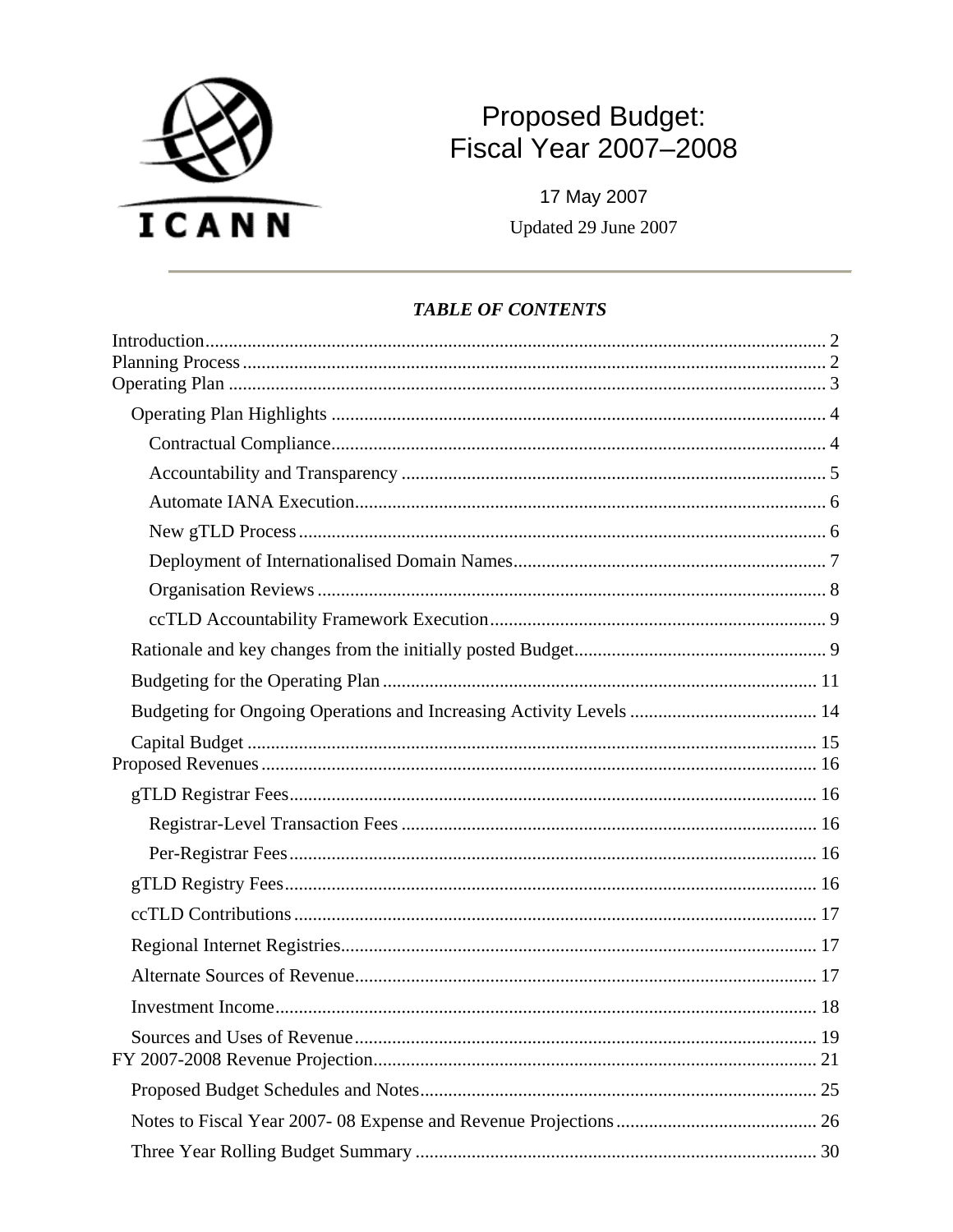ICANN

# Proposed Budget: Fiscal Year 2007–2008

17 May 2007

Updated 29 June 2007

***TABLE OF CONTENTS***

- Introduction ..... 2
- Planning Process ..... 2
- Operating Plan ..... 3
  - Operating Plan Highlights ..... 4
    - Contractual Compliance ..... 4
    - Accountability and Transparency ..... 5
    - Automate IANA Execution ..... 6
    - New gTLD Process ..... 6
    - Deployment of Internationalised Domain Names ..... 7
    - Organisation Reviews ..... 8
    - ccTLD Accountability Framework Execution ..... 9
  - Rationale and key changes from the initially posted Budget ..... 9
  - Budgeting for the Operating Plan ..... 11
  - Budgeting for Ongoing Operations and Increasing Activity Levels ..... 14
  - Capital Budget ..... 15
- Proposed Revenues ..... 16
  - gTLD Registrar Fees ..... 16
    - Registrar-Level Transaction Fees ..... 16
    - Per-Registrar Fees ..... 16
  - gTLD Registry Fees ..... 16
  - ccTLD Contributions ..... 17
  - Regional Internet Registries ..... 17
  - Alternate Sources of Revenue ..... 17
  - Investment Income ..... 18
  - Sources and Uses of Revenue ..... 19
- FY 2007-2008 Revenue Projection ..... 21
  - Proposed Budget Schedules and Notes ..... 25
  - Notes to Fiscal Year 2007- 08 Expense and Revenue Projections ..... 26
  - Three Year Rolling Budget Summary ..... 30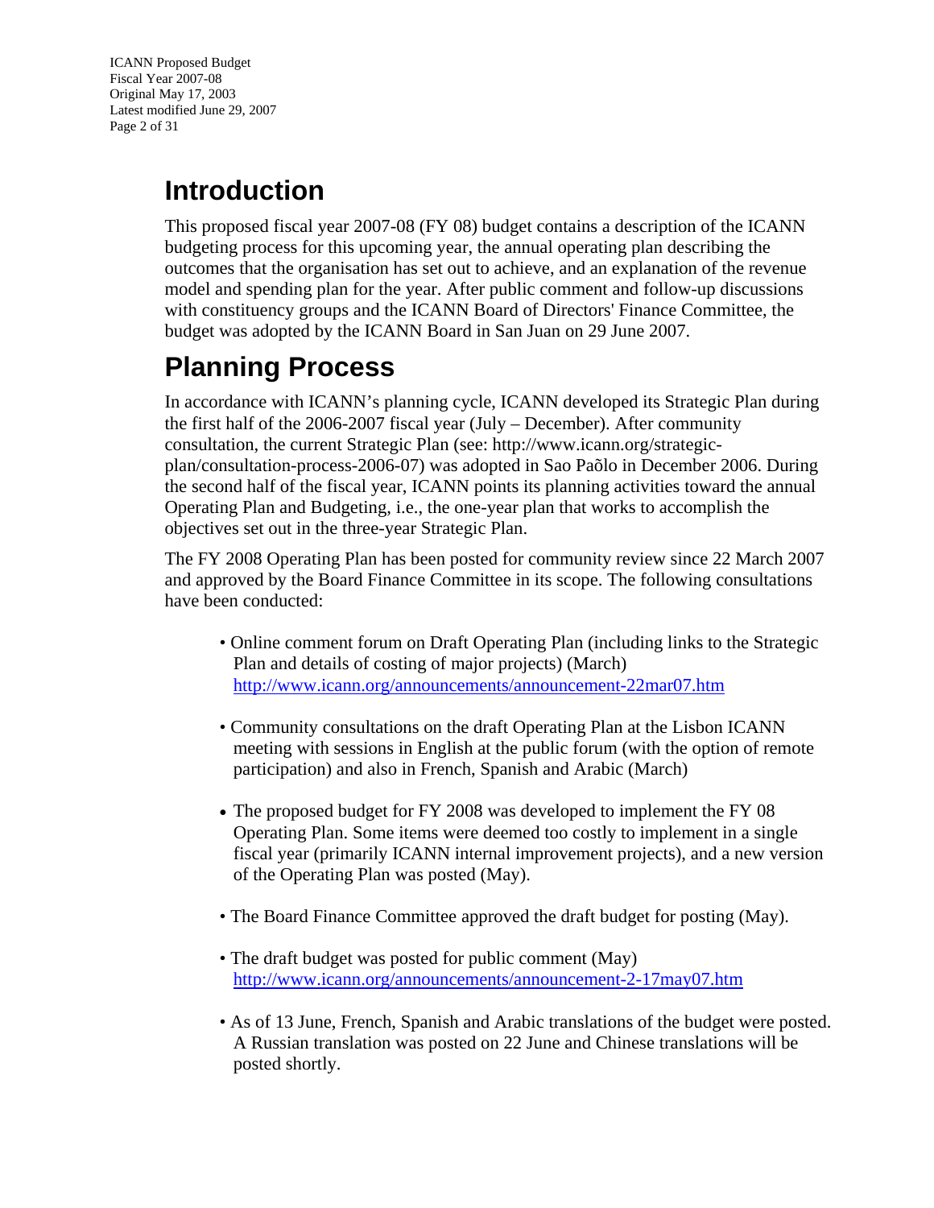# Introduction

This proposed fiscal year 2007-08 (FY 08) budget contains a description of the ICANN budgeting process for this upcoming year, the annual operating plan describing the outcomes that the organisation has set out to achieve, and an explanation of the revenue model and spending plan for the year. After public comment and follow-up discussions with constituency groups and the ICANN Board of Directors' Finance Committee, the budget was adopted by the ICANN Board in San Juan on 29 June 2007.

# Planning Process

In accordance with ICANN's planning cycle, ICANN developed its Strategic Plan during the first half of the 2006-2007 fiscal year (July – December). After community consultation, the current Strategic Plan (see: http://www.icann.org/strategic-plan/consultation-process-2006-07) was adopted in Sao Paõlo in December 2006. During the second half of the fiscal year, ICANN points its planning activities toward the annual Operating Plan and Budgeting, i.e., the one-year plan that works to accomplish the objectives set out in the three-year Strategic Plan.

The FY 2008 Operating Plan has been posted for community review since 22 March 2007 and approved by the Board Finance Committee in its scope. The following consultations have been conducted:

- Online comment forum on Draft Operating Plan (including links to the Strategic Plan and details of costing of major projects) (March) http://www.icann.org/announcements/announcement-22mar07.htm

- Community consultations on the draft Operating Plan at the Lisbon ICANN meeting with sessions in English at the public forum (with the option of remote participation) and also in French, Spanish and Arabic (March)

- The proposed budget for FY 2008 was developed to implement the FY 08 Operating Plan. Some items were deemed too costly to implement in a single fiscal year (primarily ICANN internal improvement projects), and a new version of the Operating Plan was posted (May).

- The Board Finance Committee approved the draft budget for posting (May).

- The draft budget was posted for public comment (May) http://www.icann.org/announcements/announcement-2-17may07.htm

- As of 13 June, French, Spanish and Arabic translations of the budget were posted. A Russian translation was posted on 22 June and Chinese translations will be posted shortly.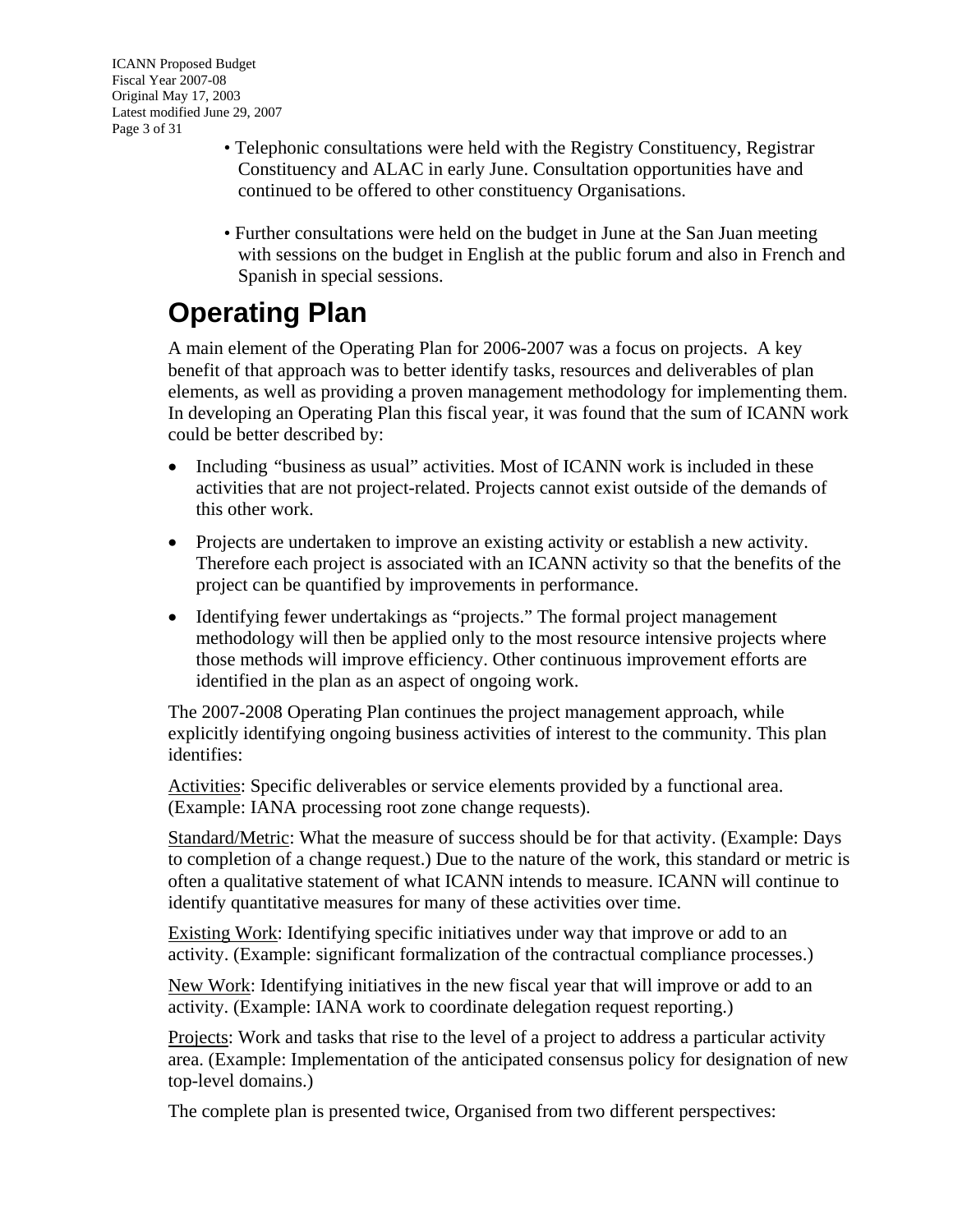- Telephonic consultations were held with the Registry Constituency, Registrar Constituency and ALAC in early June. Consultation opportunities have and continued to be offered to other constituency Organisations.

- Further consultations were held on the budget in June at the San Juan meeting with sessions on the budget in English at the public forum and also in French and Spanish in special sessions.

# Operating Plan

A main element of the Operating Plan for 2006-2007 was a focus on projects. A key benefit of that approach was to better identify tasks, resources and deliverables of plan elements, as well as providing a proven management methodology for implementing them. In developing an Operating Plan this fiscal year, it was found that the sum of ICANN work could be better described by:

- Including "business as usual" activities. Most of ICANN work is included in these activities that are not project-related. Projects cannot exist outside of the demands of this other work.
- Projects are undertaken to improve an existing activity or establish a new activity. Therefore each project is associated with an ICANN activity so that the benefits of the project can be quantified by improvements in performance.
- Identifying fewer undertakings as "projects." The formal project management methodology will then be applied only to the most resource intensive projects where those methods will improve efficiency. Other continuous improvement efforts are identified in the plan as an aspect of ongoing work.

The 2007-2008 Operating Plan continues the project management approach, while explicitly identifying ongoing business activities of interest to the community. This plan identifies:

<u>Activities</u>: Specific deliverables or service elements provided by a functional area. (Example: IANA processing root zone change requests).

<u>Standard/Metric</u>: What the measure of success should be for that activity. (Example: Days to completion of a change request.) Due to the nature of the work, this standard or metric is often a qualitative statement of what ICANN intends to measure. ICANN will continue to identify quantitative measures for many of these activities over time.

<u>Existing Work</u>: Identifying specific initiatives under way that improve or add to an activity. (Example: significant formalization of the contractual compliance processes.)

<u>New Work</u>: Identifying initiatives in the new fiscal year that will improve or add to an activity. (Example: IANA work to coordinate delegation request reporting.)

<u>Projects</u>: Work and tasks that rise to the level of a project to address a particular activity area. (Example: Implementation of the anticipated consensus policy for designation of new top-level domains.)

The complete plan is presented twice, Organised from two different perspectives: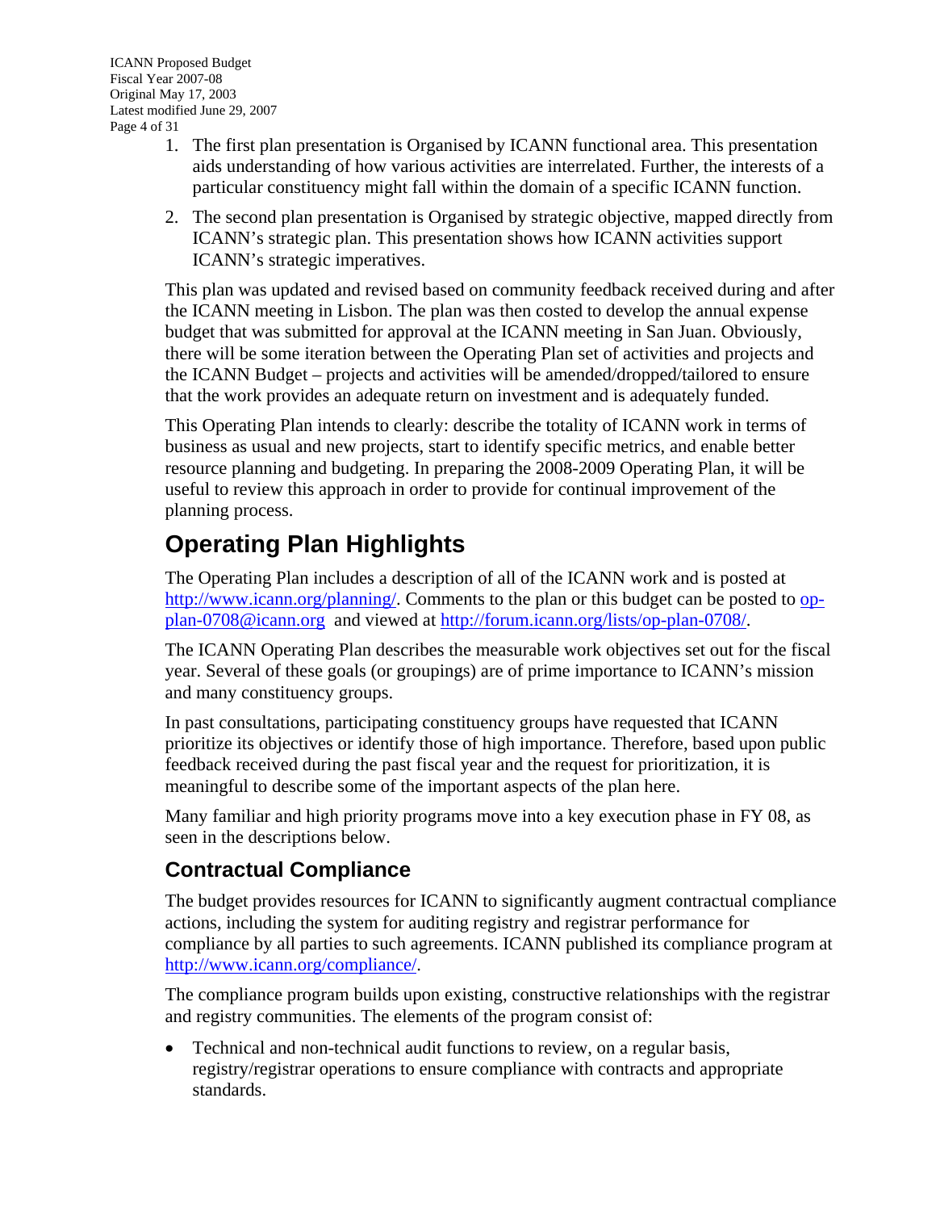1. The first plan presentation is Organised by ICANN functional area. This presentation aids understanding of how various activities are interrelated. Further, the interests of a particular constituency might fall within the domain of a specific ICANN function.

2. The second plan presentation is Organised by strategic objective, mapped directly from ICANN's strategic plan. This presentation shows how ICANN activities support ICANN's strategic imperatives.

This plan was updated and revised based on community feedback received during and after the ICANN meeting in Lisbon. The plan was then costed to develop the annual expense budget that was submitted for approval at the ICANN meeting in San Juan. Obviously, there will be some iteration between the Operating Plan set of activities and projects and the ICANN Budget – projects and activities will be amended/dropped/tailored to ensure that the work provides an adequate return on investment and is adequately funded.

This Operating Plan intends to clearly: describe the totality of ICANN work in terms of business as usual and new projects, start to identify specific metrics, and enable better resource planning and budgeting. In preparing the 2008-2009 Operating Plan, it will be useful to review this approach in order to provide for continual improvement of the planning process.

# Operating Plan Highlights

The Operating Plan includes a description of all of the ICANN work and is posted at http://www.icann.org/planning/. Comments to the plan or this budget can be posted to op-plan-0708@icann.org and viewed at http://forum.icann.org/lists/op-plan-0708/.

The ICANN Operating Plan describes the measurable work objectives set out for the fiscal year. Several of these goals (or groupings) are of prime importance to ICANN's mission and many constituency groups.

In past consultations, participating constituency groups have requested that ICANN prioritize its objectives or identify those of high importance. Therefore, based upon public feedback received during the past fiscal year and the request for prioritization, it is meaningful to describe some of the important aspects of the plan here.

Many familiar and high priority programs move into a key execution phase in FY 08, as seen in the descriptions below.

## Contractual Compliance

The budget provides resources for ICANN to significantly augment contractual compliance actions, including the system for auditing registry and registrar performance for compliance by all parties to such agreements. ICANN published its compliance program at http://www.icann.org/compliance/.

The compliance program builds upon existing, constructive relationships with the registrar and registry communities. The elements of the program consist of:

- Technical and non-technical audit functions to review, on a regular basis, registry/registrar operations to ensure compliance with contracts and appropriate standards.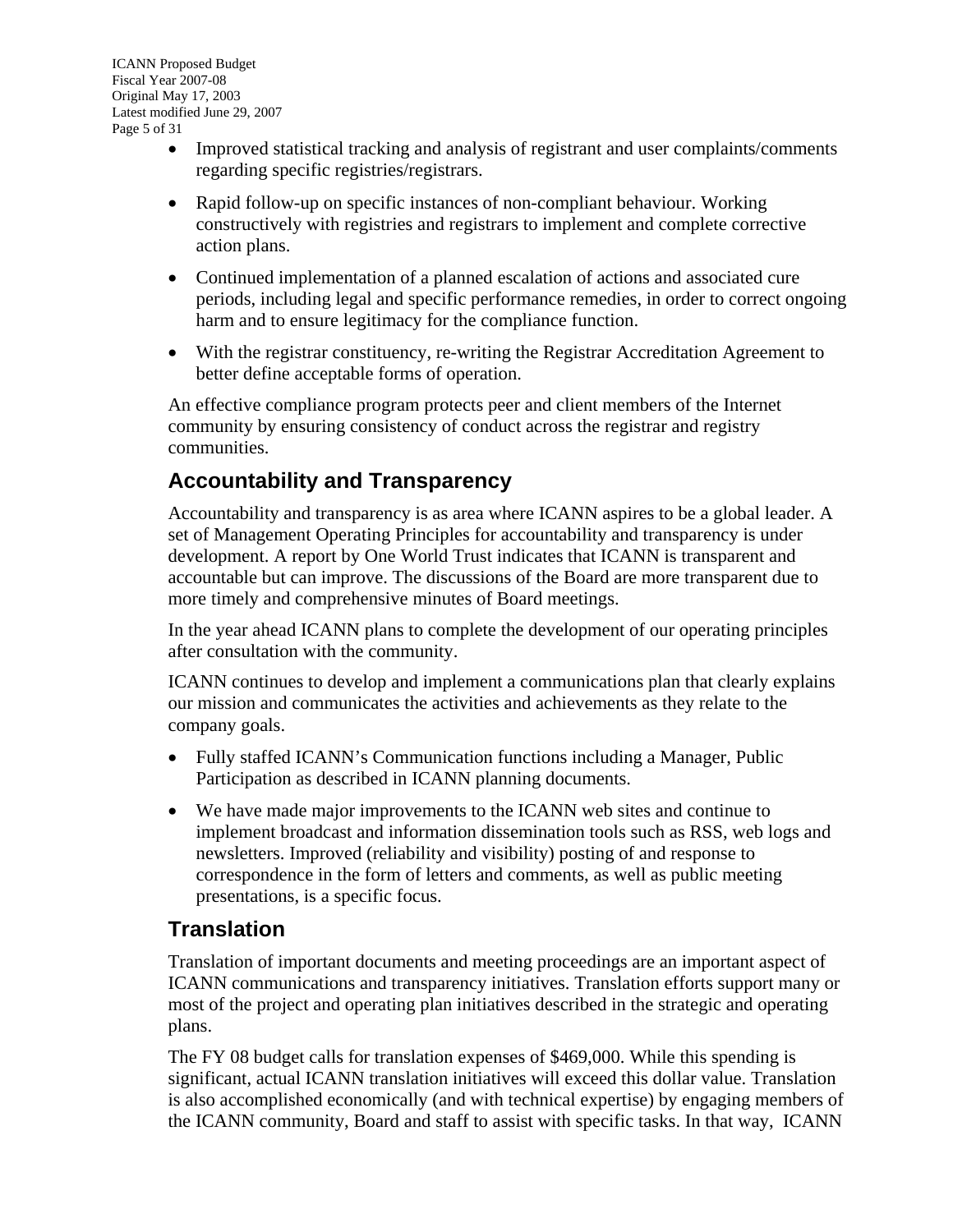- Improved statistical tracking and analysis of registrant and user complaints/comments regarding specific registries/registrars.
- Rapid follow-up on specific instances of non-compliant behaviour. Working constructively with registries and registrars to implement and complete corrective action plans.
- Continued implementation of a planned escalation of actions and associated cure periods, including legal and specific performance remedies, in order to correct ongoing harm and to ensure legitimacy for the compliance function.
- With the registrar constituency, re-writing the Registrar Accreditation Agreement to better define acceptable forms of operation.

An effective compliance program protects peer and client members of the Internet community by ensuring consistency of conduct across the registrar and registry communities.

## Accountability and Transparency

Accountability and transparency is as area where ICANN aspires to be a global leader. A set of Management Operating Principles for accountability and transparency is under development. A report by One World Trust indicates that ICANN is transparent and accountable but can improve. The discussions of the Board are more transparent due to more timely and comprehensive minutes of Board meetings.

In the year ahead ICANN plans to complete the development of our operating principles after consultation with the community.

ICANN continues to develop and implement a communications plan that clearly explains our mission and communicates the activities and achievements as they relate to the company goals.

- Fully staffed ICANN's Communication functions including a Manager, Public Participation as described in ICANN planning documents.
- We have made major improvements to the ICANN web sites and continue to implement broadcast and information dissemination tools such as RSS, web logs and newsletters. Improved (reliability and visibility) posting of and response to correspondence in the form of letters and comments, as well as public meeting presentations, is a specific focus.

## Translation

Translation of important documents and meeting proceedings are an important aspect of ICANN communications and transparency initiatives. Translation efforts support many or most of the project and operating plan initiatives described in the strategic and operating plans.

The FY 08 budget calls for translation expenses of $469,000. While this spending is significant, actual ICANN translation initiatives will exceed this dollar value. Translation is also accomplished economically (and with technical expertise) by engaging members of the ICANN community, Board and staff to assist with specific tasks. In that way, ICANN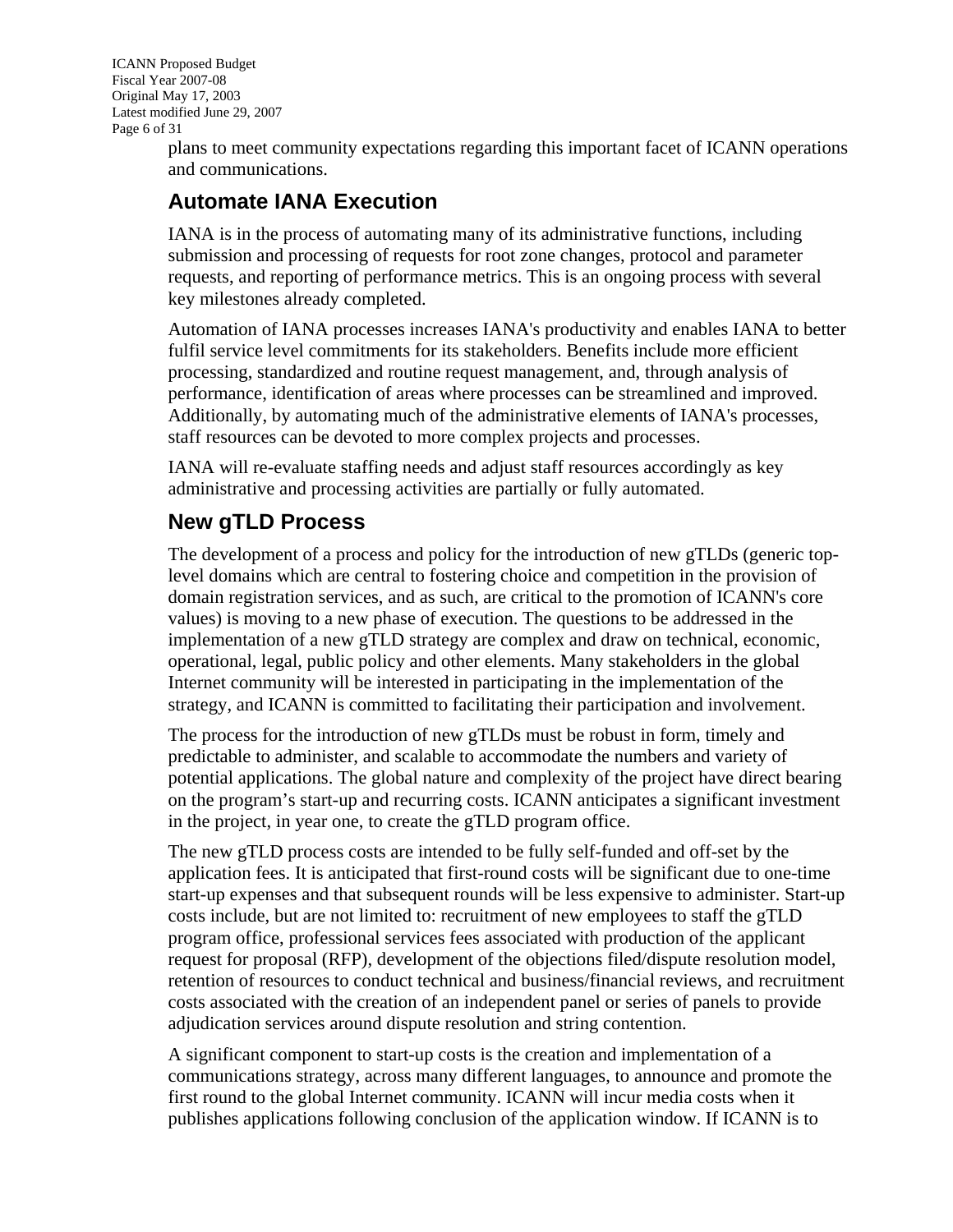plans to meet community expectations regarding this important facet of ICANN operations and communications.

## Automate IANA Execution

IANA is in the process of automating many of its administrative functions, including submission and processing of requests for root zone changes, protocol and parameter requests, and reporting of performance metrics. This is an ongoing process with several key milestones already completed.

Automation of IANA processes increases IANA's productivity and enables IANA to better fulfil service level commitments for its stakeholders. Benefits include more efficient processing, standardized and routine request management, and, through analysis of performance, identification of areas where processes can be streamlined and improved. Additionally, by automating much of the administrative elements of IANA's processes, staff resources can be devoted to more complex projects and processes.

IANA will re-evaluate staffing needs and adjust staff resources accordingly as key administrative and processing activities are partially or fully automated.

## New gTLD Process

The development of a process and policy for the introduction of new gTLDs (generic top-level domains which are central to fostering choice and competition in the provision of domain registration services, and as such, are critical to the promotion of ICANN's core values) is moving to a new phase of execution. The questions to be addressed in the implementation of a new gTLD strategy are complex and draw on technical, economic, operational, legal, public policy and other elements. Many stakeholders in the global Internet community will be interested in participating in the implementation of the strategy, and ICANN is committed to facilitating their participation and involvement.

The process for the introduction of new gTLDs must be robust in form, timely and predictable to administer, and scalable to accommodate the numbers and variety of potential applications. The global nature and complexity of the project have direct bearing on the program's start-up and recurring costs. ICANN anticipates a significant investment in the project, in year one, to create the gTLD program office.

The new gTLD process costs are intended to be fully self-funded and off-set by the application fees. It is anticipated that first-round costs will be significant due to one-time start-up expenses and that subsequent rounds will be less expensive to administer. Start-up costs include, but are not limited to: recruitment of new employees to staff the gTLD program office, professional services fees associated with production of the applicant request for proposal (RFP), development of the objections filed/dispute resolution model, retention of resources to conduct technical and business/financial reviews, and recruitment costs associated with the creation of an independent panel or series of panels to provide adjudication services around dispute resolution and string contention.

A significant component to start-up costs is the creation and implementation of a communications strategy, across many different languages, to announce and promote the first round to the global Internet community. ICANN will incur media costs when it publishes applications following conclusion of the application window. If ICANN is to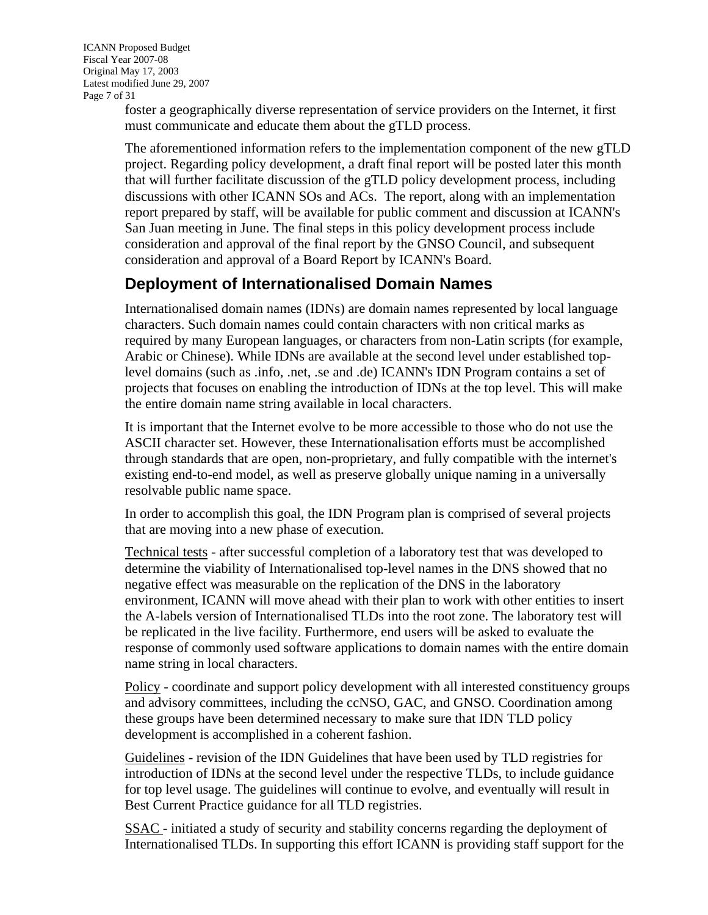foster a geographically diverse representation of service providers on the Internet, it first must communicate and educate them about the gTLD process.

The aforementioned information refers to the implementation component of the new gTLD project. Regarding policy development, a draft final report will be posted later this month that will further facilitate discussion of the gTLD policy development process, including discussions with other ICANN SOs and ACs. The report, along with an implementation report prepared by staff, will be available for public comment and discussion at ICANN's San Juan meeting in June. The final steps in this policy development process include consideration and approval of the final report by the GNSO Council, and subsequent consideration and approval of a Board Report by ICANN's Board.

## Deployment of Internationalised Domain Names

Internationalised domain names (IDNs) are domain names represented by local language characters. Such domain names could contain characters with non critical marks as required by many European languages, or characters from non-Latin scripts (for example, Arabic or Chinese). While IDNs are available at the second level under established top-level domains (such as .info, .net, .se and .de) ICANN's IDN Program contains a set of projects that focuses on enabling the introduction of IDNs at the top level. This will make the entire domain name string available in local characters.

It is important that the Internet evolve to be more accessible to those who do not use the ASCII character set. However, these Internationalisation efforts must be accomplished through standards that are open, non-proprietary, and fully compatible with the internet's existing end-to-end model, as well as preserve globally unique naming in a universally resolvable public name space.

In order to accomplish this goal, the IDN Program plan is comprised of several projects that are moving into a new phase of execution.

Technical tests - after successful completion of a laboratory test that was developed to determine the viability of Internationalised top-level names in the DNS showed that no negative effect was measurable on the replication of the DNS in the laboratory environment, ICANN will move ahead with their plan to work with other entities to insert the A-labels version of Internationalised TLDs into the root zone. The laboratory test will be replicated in the live facility. Furthermore, end users will be asked to evaluate the response of commonly used software applications to domain names with the entire domain name string in local characters.

Policy - coordinate and support policy development with all interested constituency groups and advisory committees, including the ccNSO, GAC, and GNSO. Coordination among these groups have been determined necessary to make sure that IDN TLD policy development is accomplished in a coherent fashion.

Guidelines - revision of the IDN Guidelines that have been used by TLD registries for introduction of IDNs at the second level under the respective TLDs, to include guidance for top level usage. The guidelines will continue to evolve, and eventually will result in Best Current Practice guidance for all TLD registries.

SSAC - initiated a study of security and stability concerns regarding the deployment of Internationalised TLDs. In supporting this effort ICANN is providing staff support for the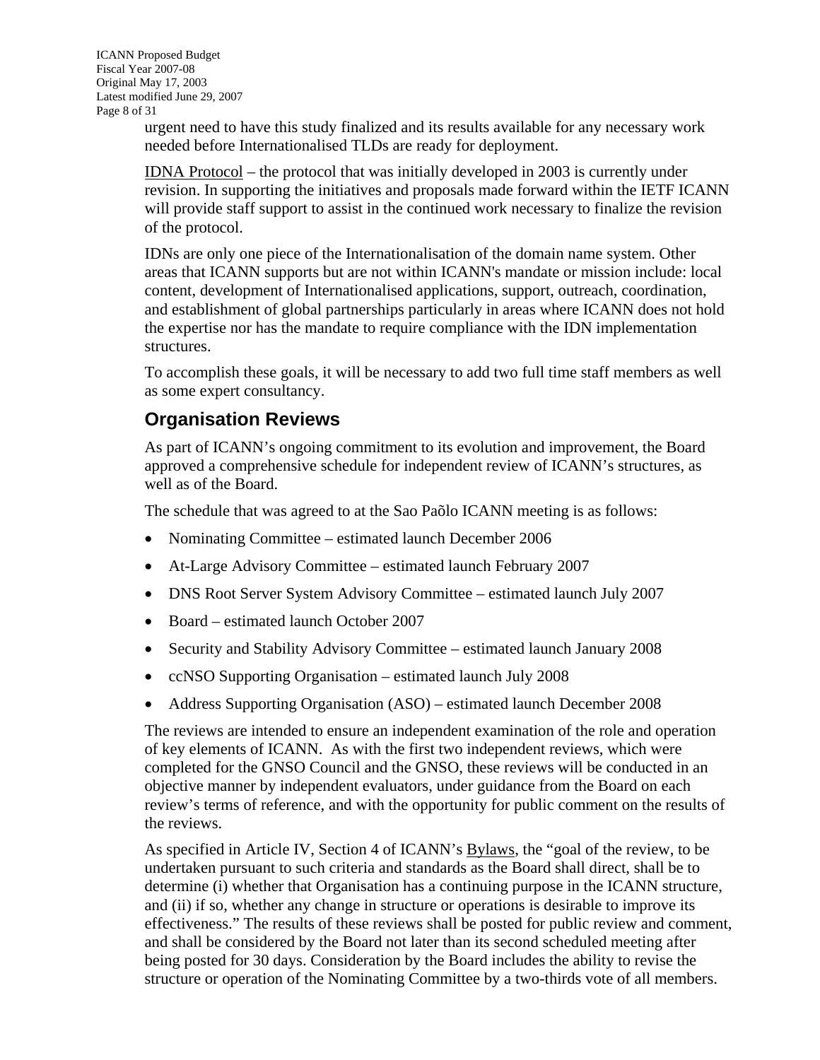urgent need to have this study finalized and its results available for any necessary work needed before Internationalised TLDs are ready for deployment.

IDNA Protocol – the protocol that was initially developed in 2003 is currently under revision. In supporting the initiatives and proposals made forward within the IETF ICANN will provide staff support to assist in the continued work necessary to finalize the revision of the protocol.

IDNs are only one piece of the Internationalisation of the domain name system. Other areas that ICANN supports but are not within ICANN's mandate or mission include: local content, development of Internationalised applications, support, outreach, coordination, and establishment of global partnerships particularly in areas where ICANN does not hold the expertise nor has the mandate to require compliance with the IDN implementation structures.

To accomplish these goals, it will be necessary to add two full time staff members as well as some expert consultancy.

## Organisation Reviews

As part of ICANN's ongoing commitment to its evolution and improvement, the Board approved a comprehensive schedule for independent review of ICANN's structures, as well as of the Board.

The schedule that was agreed to at the Sao Paõlo ICANN meeting is as follows:

- Nominating Committee – estimated launch December 2006
- At-Large Advisory Committee – estimated launch February 2007
- DNS Root Server System Advisory Committee – estimated launch July 2007
- Board – estimated launch October 2007
- Security and Stability Advisory Committee – estimated launch January 2008
- ccNSO Supporting Organisation – estimated launch July 2008
- Address Supporting Organisation (ASO) – estimated launch December 2008

The reviews are intended to ensure an independent examination of the role and operation of key elements of ICANN. As with the first two independent reviews, which were completed for the GNSO Council and the GNSO, these reviews will be conducted in an objective manner by independent evaluators, under guidance from the Board on each review's terms of reference, and with the opportunity for public comment on the results of the reviews.

As specified in Article IV, Section 4 of ICANN's Bylaws, the "goal of the review, to be undertaken pursuant to such criteria and standards as the Board shall direct, shall be to determine (i) whether that Organisation has a continuing purpose in the ICANN structure, and (ii) if so, whether any change in structure or operations is desirable to improve its effectiveness." The results of these reviews shall be posted for public review and comment, and shall be considered by the Board not later than its second scheduled meeting after being posted for 30 days. Consideration by the Board includes the ability to revise the structure or operation of the Nominating Committee by a two-thirds vote of all members.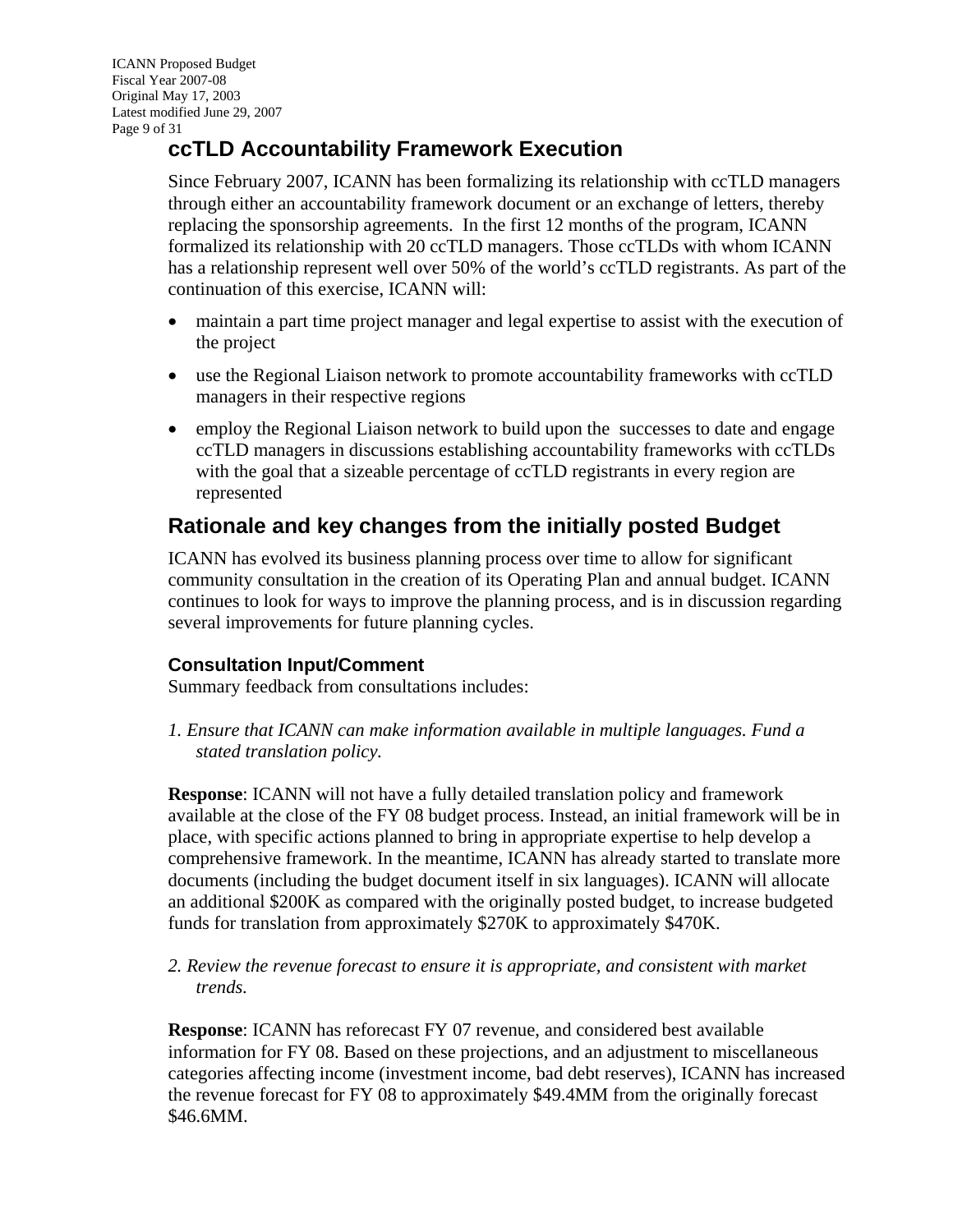## ccTLD Accountability Framework Execution

Since February 2007, ICANN has been formalizing its relationship with ccTLD managers through either an accountability framework document or an exchange of letters, thereby replacing the sponsorship agreements. In the first 12 months of the program, ICANN formalized its relationship with 20 ccTLD managers. Those ccTLDs with whom ICANN has a relationship represent well over 50% of the world's ccTLD registrants. As part of the continuation of this exercise, ICANN will:

- maintain a part time project manager and legal expertise to assist with the execution of the project
- use the Regional Liaison network to promote accountability frameworks with ccTLD managers in their respective regions
- employ the Regional Liaison network to build upon the successes to date and engage ccTLD managers in discussions establishing accountability frameworks with ccTLDs with the goal that a sizeable percentage of ccTLD registrants in every region are represented

## Rationale and key changes from the initially posted Budget

ICANN has evolved its business planning process over time to allow for significant community consultation in the creation of its Operating Plan and annual budget. ICANN continues to look for ways to improve the planning process, and is in discussion regarding several improvements for future planning cycles.

### Consultation Input/Comment

Summary feedback from consultations includes:

*1. Ensure that ICANN can make information available in multiple languages. Fund a stated translation policy.*

**Response**: ICANN will not have a fully detailed translation policy and framework available at the close of the FY 08 budget process. Instead, an initial framework will be in place, with specific actions planned to bring in appropriate expertise to help develop a comprehensive framework. In the meantime, ICANN has already started to translate more documents (including the budget document itself in six languages). ICANN will allocate an additional $200K as compared with the originally posted budget, to increase budgeted funds for translation from approximately $270K to approximately $470K.

*2. Review the revenue forecast to ensure it is appropriate, and consistent with market trends.*

**Response**: ICANN has reforecast FY 07 revenue, and considered best available information for FY 08. Based on these projections, and an adjustment to miscellaneous categories affecting income (investment income, bad debt reserves), ICANN has increased the revenue forecast for FY 08 to approximately $49.4MM from the originally forecast $46.6MM.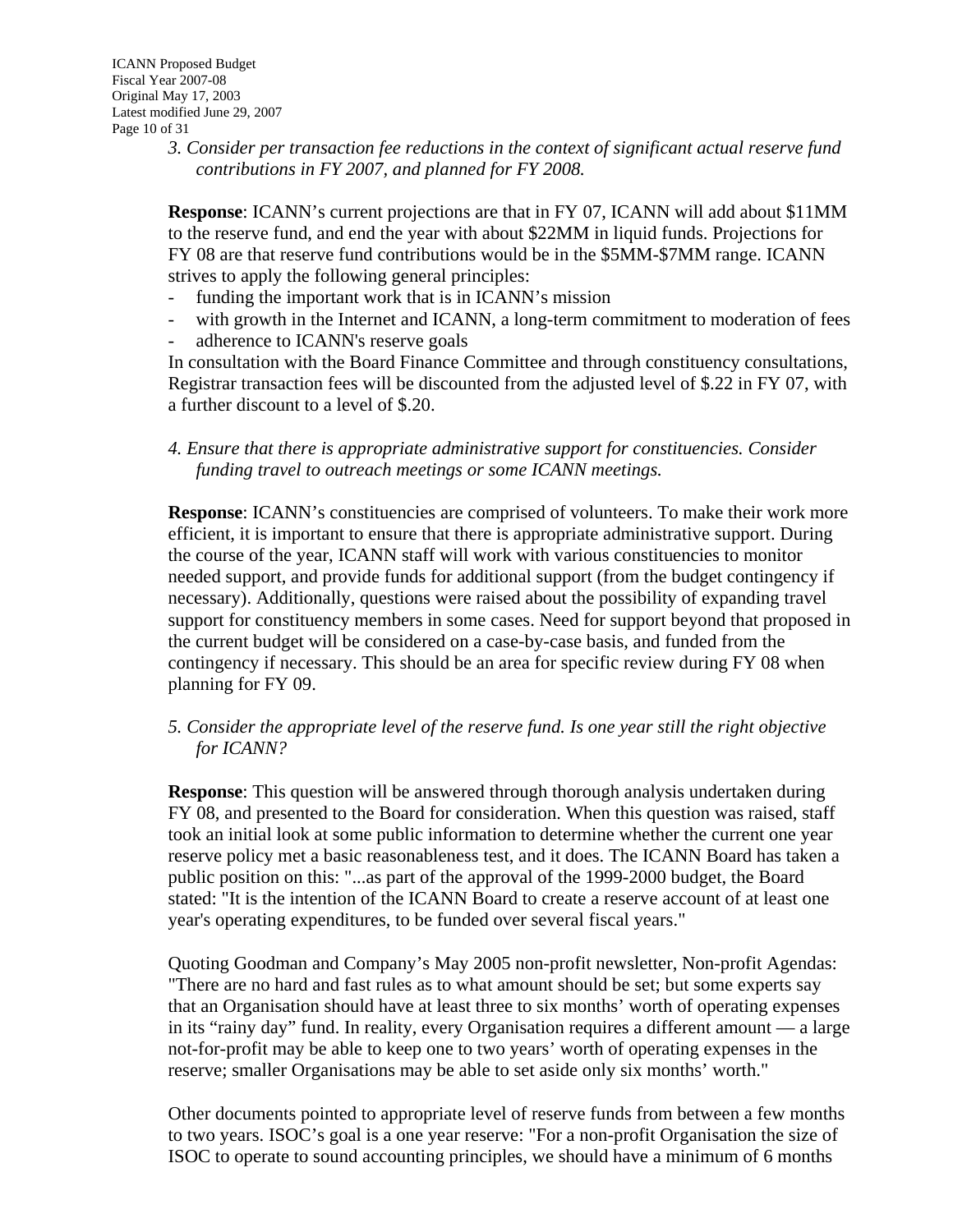*3. Consider per transaction fee reductions in the context of significant actual reserve fund contributions in FY 2007, and planned for FY 2008.*

**Response**: ICANN's current projections are that in FY 07, ICANN will add about $11MM to the reserve fund, and end the year with about $22MM in liquid funds. Projections for FY 08 are that reserve fund contributions would be in the $5MM-$7MM range. ICANN strives to apply the following general principles:

- funding the important work that is in ICANN's mission
- with growth in the Internet and ICANN, a long-term commitment to moderation of fees
- adherence to ICANN's reserve goals

In consultation with the Board Finance Committee and through constituency consultations, Registrar transaction fees will be discounted from the adjusted level of $.22 in FY 07, with a further discount to a level of $.20.

*4. Ensure that there is appropriate administrative support for constituencies. Consider funding travel to outreach meetings or some ICANN meetings.*

**Response**: ICANN's constituencies are comprised of volunteers. To make their work more efficient, it is important to ensure that there is appropriate administrative support. During the course of the year, ICANN staff will work with various constituencies to monitor needed support, and provide funds for additional support (from the budget contingency if necessary). Additionally, questions were raised about the possibility of expanding travel support for constituency members in some cases. Need for support beyond that proposed in the current budget will be considered on a case-by-case basis, and funded from the contingency if necessary. This should be an area for specific review during FY 08 when planning for FY 09.

*5. Consider the appropriate level of the reserve fund. Is one year still the right objective for ICANN?*

**Response**: This question will be answered through thorough analysis undertaken during FY 08, and presented to the Board for consideration. When this question was raised, staff took an initial look at some public information to determine whether the current one year reserve policy met a basic reasonableness test, and it does. The ICANN Board has taken a public position on this: "...as part of the approval of the 1999-2000 budget, the Board stated: "It is the intention of the ICANN Board to create a reserve account of at least one year's operating expenditures, to be funded over several fiscal years."

Quoting Goodman and Company's May 2005 non-profit newsletter, Non-profit Agendas: "There are no hard and fast rules as to what amount should be set; but some experts say that an Organisation should have at least three to six months' worth of operating expenses in its "rainy day" fund. In reality, every Organisation requires a different amount — a large not-for-profit may be able to keep one to two years' worth of operating expenses in the reserve; smaller Organisations may be able to set aside only six months' worth."

Other documents pointed to appropriate level of reserve funds from between a few months to two years. ISOC's goal is a one year reserve: "For a non-profit Organisation the size of ISOC to operate to sound accounting principles, we should have a minimum of 6 months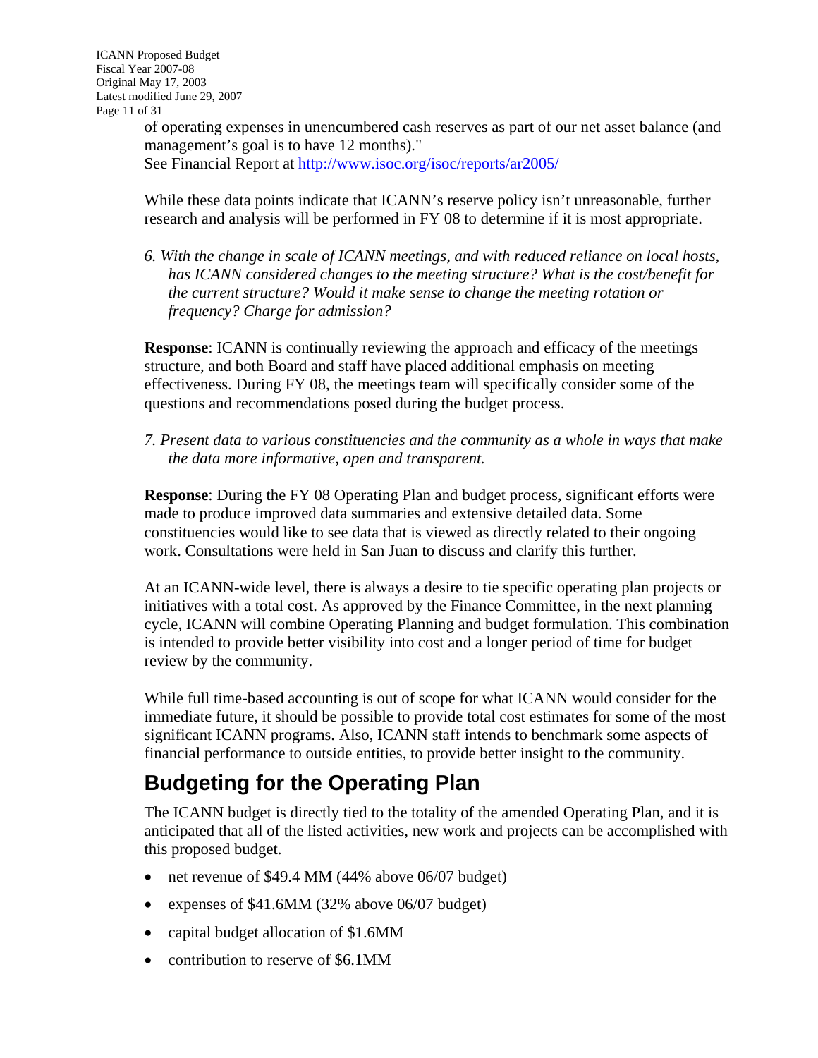of operating expenses in unencumbered cash reserves as part of our net asset balance (and management's goal is to have 12 months)."
See Financial Report at http://www.isoc.org/isoc/reports/ar2005/

While these data points indicate that ICANN's reserve policy isn't unreasonable, further research and analysis will be performed in FY 08 to determine if it is most appropriate.

6. *With the change in scale of ICANN meetings, and with reduced reliance on local hosts, has ICANN considered changes to the meeting structure? What is the cost/benefit for the current structure? Would it make sense to change the meeting rotation or frequency? Charge for admission?*

**Response**: ICANN is continually reviewing the approach and efficacy of the meetings structure, and both Board and staff have placed additional emphasis on meeting effectiveness. During FY 08, the meetings team will specifically consider some of the questions and recommendations posed during the budget process.

7. *Present data to various constituencies and the community as a whole in ways that make the data more informative, open and transparent.*

**Response**: During the FY 08 Operating Plan and budget process, significant efforts were made to produce improved data summaries and extensive detailed data. Some constituencies would like to see data that is viewed as directly related to their ongoing work. Consultations were held in San Juan to discuss and clarify this further.

At an ICANN-wide level, there is always a desire to tie specific operating plan projects or initiatives with a total cost. As approved by the Finance Committee, in the next planning cycle, ICANN will combine Operating Planning and budget formulation. This combination is intended to provide better visibility into cost and a longer period of time for budget review by the community.

While full time-based accounting is out of scope for what ICANN would consider for the immediate future, it should be possible to provide total cost estimates for some of the most significant ICANN programs. Also, ICANN staff intends to benchmark some aspects of financial performance to outside entities, to provide better insight to the community.

## Budgeting for the Operating Plan

The ICANN budget is directly tied to the totality of the amended Operating Plan, and it is anticipated that all of the listed activities, new work and projects can be accomplished with this proposed budget.

- net revenue of $49.4 MM (44% above 06/07 budget)
- expenses of $41.6MM (32% above 06/07 budget)
- capital budget allocation of $1.6MM
- contribution to reserve of $6.1MM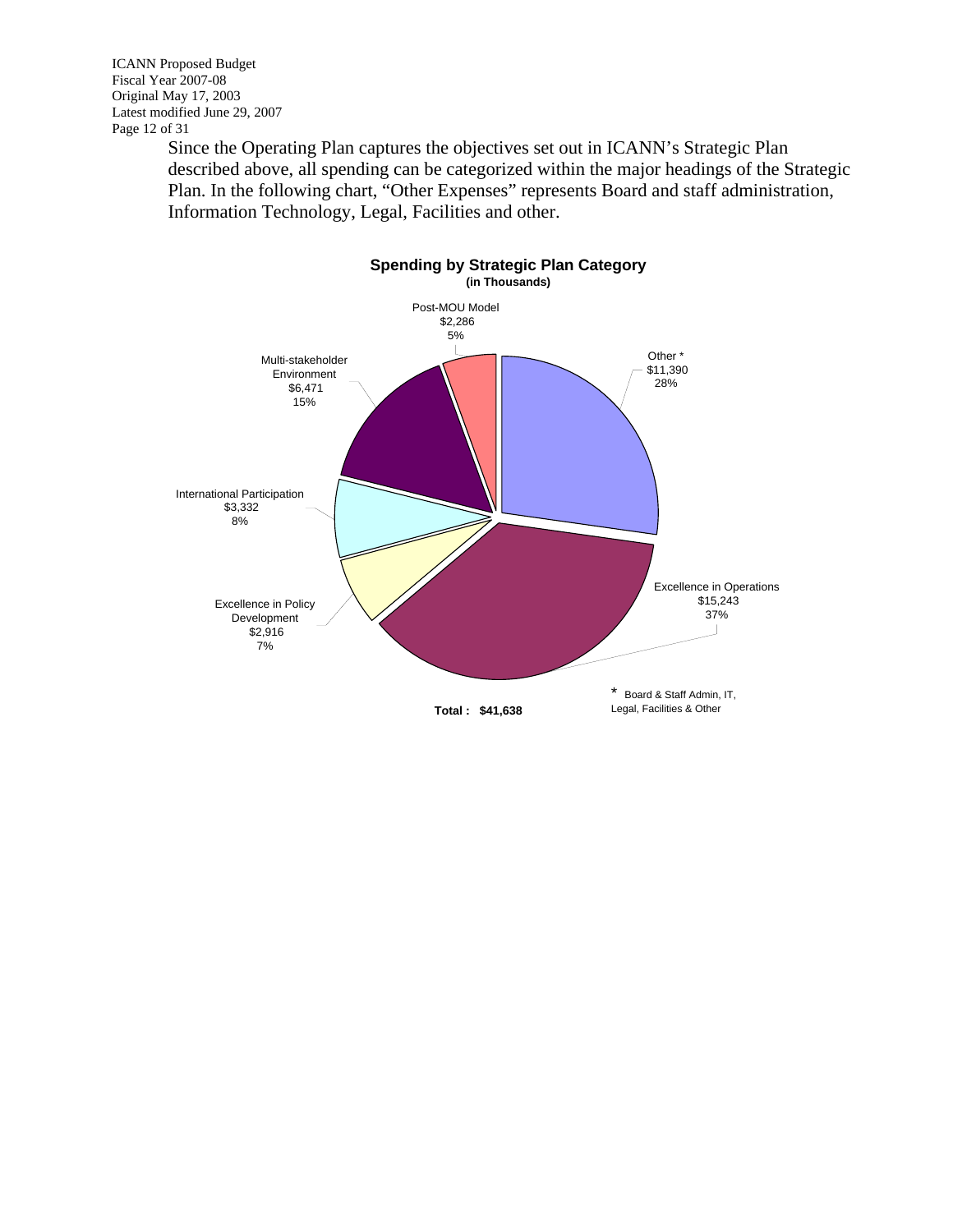Since the Operating Plan captures the objectives set out in ICANN's Strategic Plan described above, all spending can be categorized within the major headings of the Strategic Plan. In the following chart, "Other Expenses" represents Board and staff administration, Information Technology, Legal, Facilities and other.

**Spending by Strategic Plan Category**
**(in Thousands)**

| Category | Amount | Percent |
|---|---|---|
| Post-MOU Model | $2,286 | 5% |
| Other * | $11,390 | 28% |
| Excellence in Operations | $15,243 | 37% |
| Excellence in Policy Development | $2,916 | 7% |
| International Participation | $3,332 | 8% |
| Multi-stakeholder Environment | $6,471 | 15% |

**Total : $41,638**

\* Board & Staff Admin, IT, Legal, Facilities & Other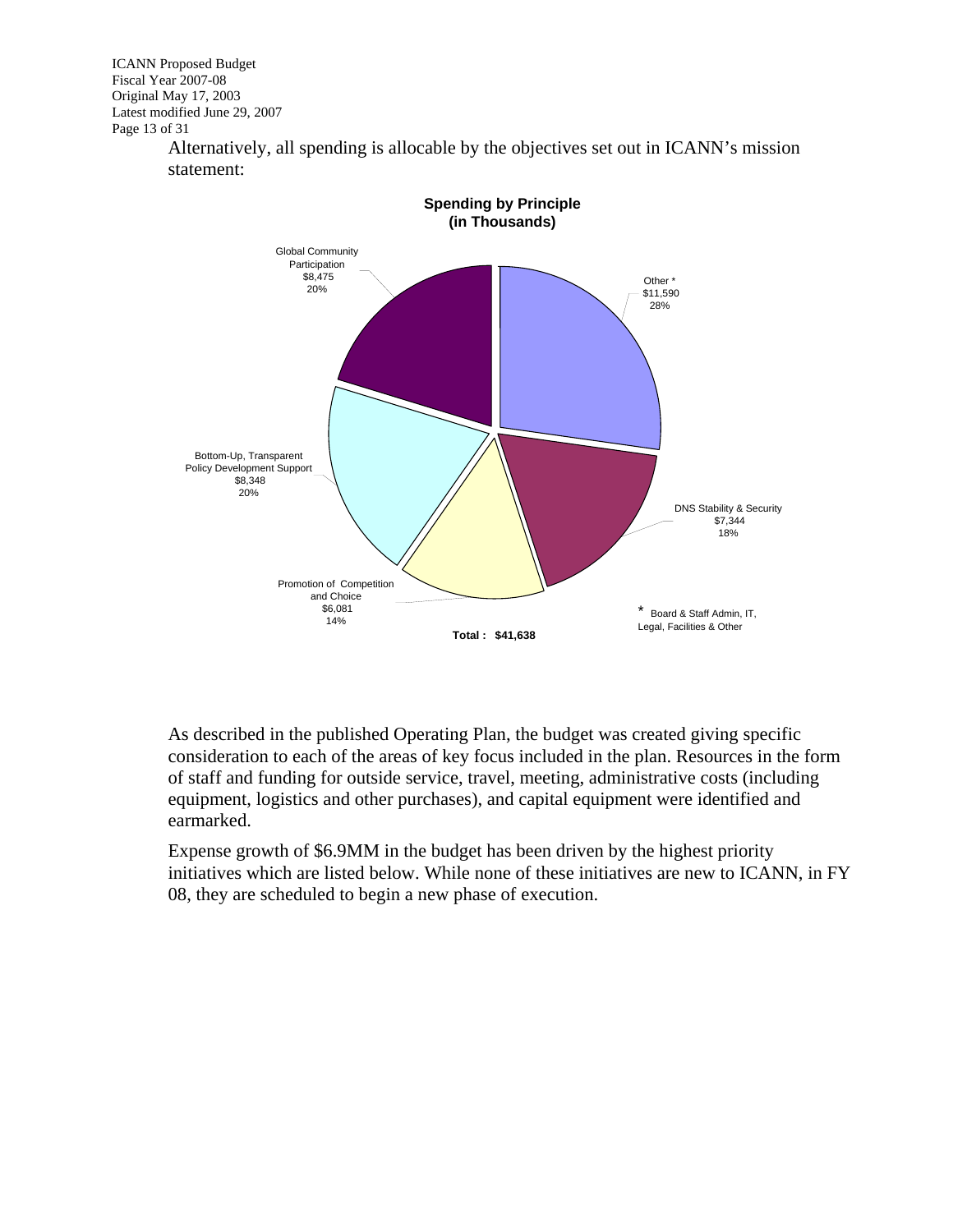Alternatively, all spending is allocable by the objectives set out in ICANN's mission statement:

**Spending by Principle (in Thousands)**

| Principle | Amount | Percent |
| --- | --- | --- |
| Other * | $11,590 | 28% |
| DNS Stability & Security | $7,344 | 18% |
| Promotion of Competition and Choice | $6,081 | 14% |
| Bottom-Up, Transparent Policy Development Support | $8,348 | 20% |
| Global Community Participation | $8,475 | 20% |
| **Total** | **$41,638** | |

* Board & Staff Admin, IT, Legal, Facilities & Other

As described in the published Operating Plan, the budget was created giving specific consideration to each of the areas of key focus included in the plan. Resources in the form of staff and funding for outside service, travel, meeting, administrative costs (including equipment, logistics and other purchases), and capital equipment were identified and earmarked.

Expense growth of $6.9MM in the budget has been driven by the highest priority initiatives which are listed below. While none of these initiatives are new to ICANN, in FY 08, they are scheduled to begin a new phase of execution.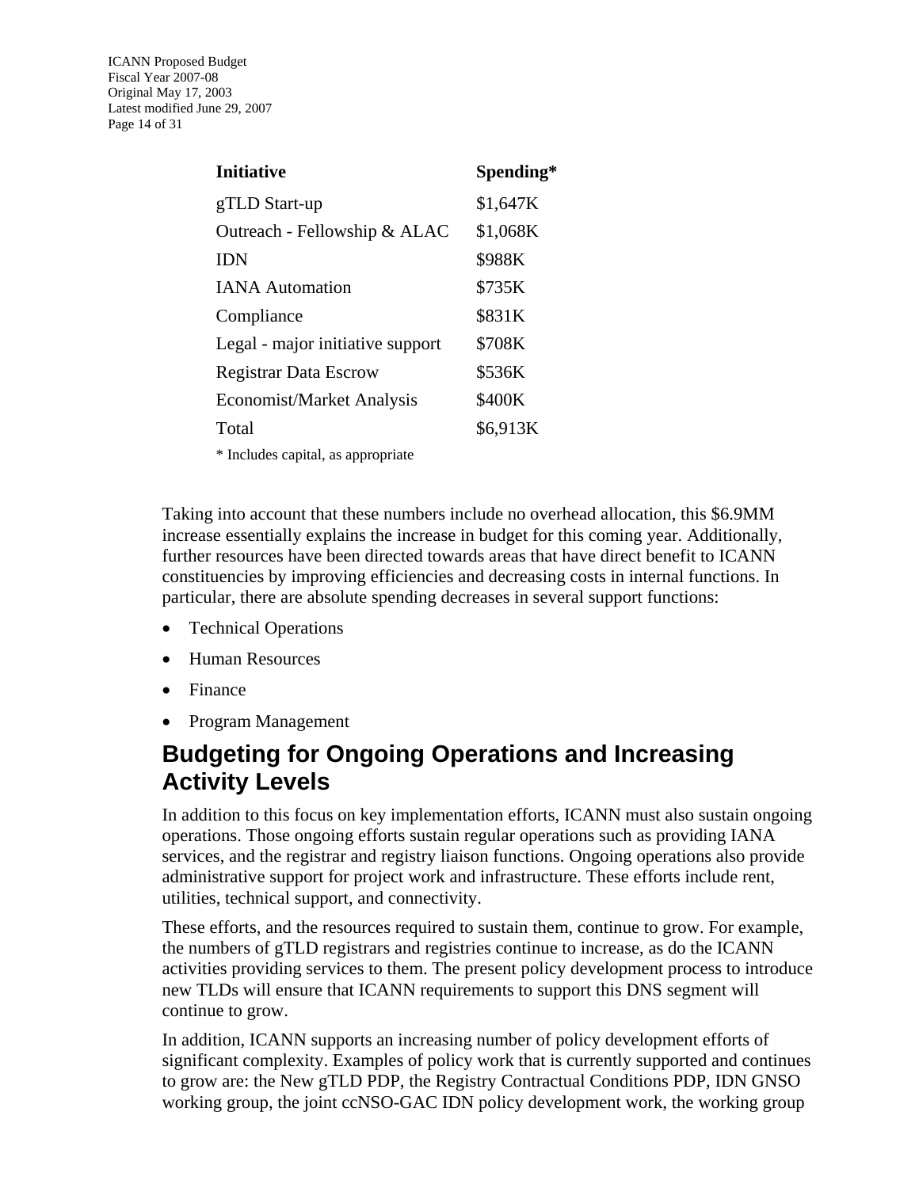| Initiative | Spending* |
|---|---|
| gTLD Start-up | $1,647K |
| Outreach - Fellowship & ALAC | $1,068K |
| IDN | $988K |
| IANA Automation | $735K |
| Compliance | $831K |
| Legal - major initiative support | $708K |
| Registrar Data Escrow | $536K |
| Economist/Market Analysis | $400K |
| Total | $6,913K |

* Includes capital, as appropriate

Taking into account that these numbers include no overhead allocation, this $6.9MM increase essentially explains the increase in budget for this coming year. Additionally, further resources have been directed towards areas that have direct benefit to ICANN constituencies by improving efficiencies and decreasing costs in internal functions. In particular, there are absolute spending decreases in several support functions:

- Technical Operations
- Human Resources
- Finance
- Program Management

## Budgeting for Ongoing Operations and Increasing Activity Levels

In addition to this focus on key implementation efforts, ICANN must also sustain ongoing operations. Those ongoing efforts sustain regular operations such as providing IANA services, and the registrar and registry liaison functions. Ongoing operations also provide administrative support for project work and infrastructure. These efforts include rent, utilities, technical support, and connectivity.

These efforts, and the resources required to sustain them, continue to grow. For example, the numbers of gTLD registrars and registries continue to increase, as do the ICANN activities providing services to them. The present policy development process to introduce new TLDs will ensure that ICANN requirements to support this DNS segment will continue to grow.

In addition, ICANN supports an increasing number of policy development efforts of significant complexity. Examples of policy work that is currently supported and continues to grow are: the New gTLD PDP, the Registry Contractual Conditions PDP, IDN GNSO working group, the joint ccNSO-GAC IDN policy development work, the working group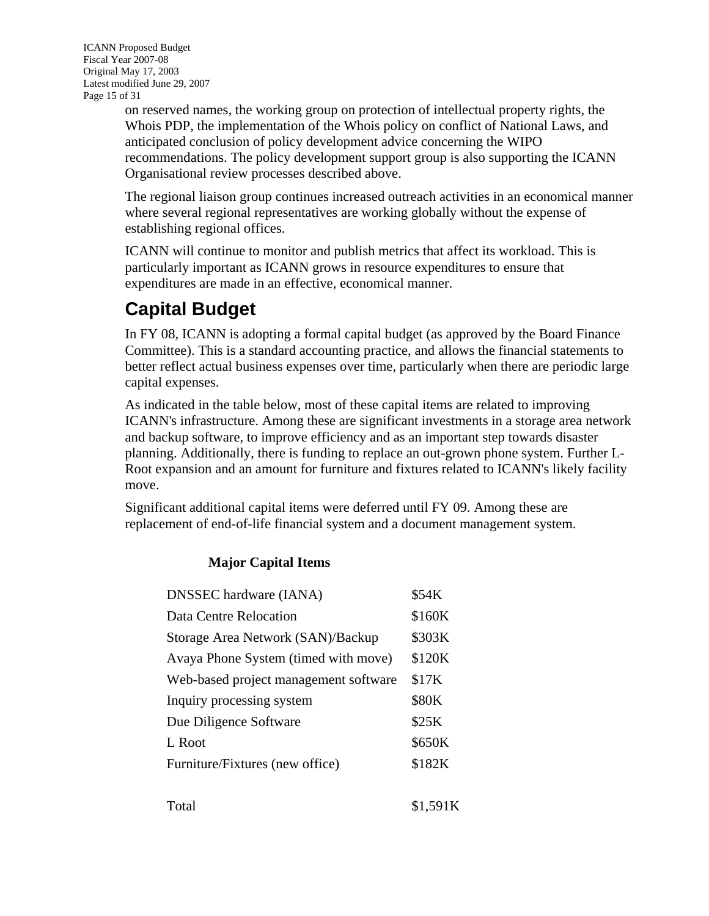on reserved names, the working group on protection of intellectual property rights, the Whois PDP, the implementation of the Whois policy on conflict of National Laws, and anticipated conclusion of policy development advice concerning the WIPO recommendations. The policy development support group is also supporting the ICANN Organisational review processes described above.

The regional liaison group continues increased outreach activities in an economical manner where several regional representatives are working globally without the expense of establishing regional offices.

ICANN will continue to monitor and publish metrics that affect its workload. This is particularly important as ICANN grows in resource expenditures to ensure that expenditures are made in an effective, economical manner.

## Capital Budget

In FY 08, ICANN is adopting a formal capital budget (as approved by the Board Finance Committee). This is a standard accounting practice, and allows the financial statements to better reflect actual business expenses over time, particularly when there are periodic large capital expenses.

As indicated in the table below, most of these capital items are related to improving ICANN's infrastructure. Among these are significant investments in a storage area network and backup software, to improve efficiency and as an important step towards disaster planning. Additionally, there is funding to replace an out-grown phone system. Further L-Root expansion and an amount for furniture and fixtures related to ICANN's likely facility move.

Significant additional capital items were deferred until FY 09. Among these are replacement of end-of-life financial system and a document management system.

**Major Capital Items**

| Item | Amount |
|---|---|
| DNSSEC hardware (IANA) | $54K |
| Data Centre Relocation | $160K |
| Storage Area Network (SAN)/Backup | $303K |
| Avaya Phone System (timed with move) | $120K |
| Web-based project management software | $17K |
| Inquiry processing system | $80K |
| Due Diligence Software | $25K |
| L Root | $650K |
| Furniture/Fixtures (new office) | $182K |
| Total | $1,591K |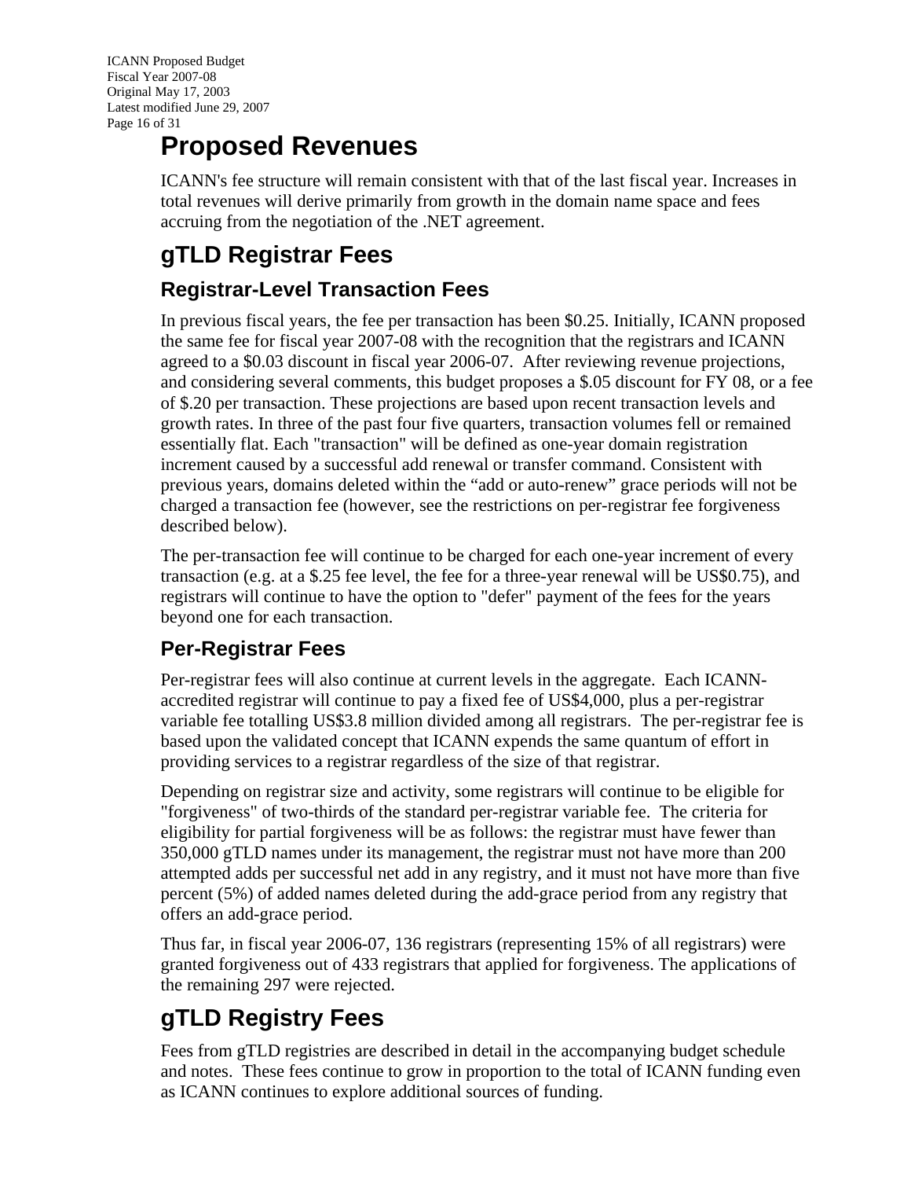# Proposed Revenues

ICANN's fee structure will remain consistent with that of the last fiscal year. Increases in total revenues will derive primarily from growth in the domain name space and fees accruing from the negotiation of the .NET agreement.

# gTLD Registrar Fees

## Registrar-Level Transaction Fees

In previous fiscal years, the fee per transaction has been $0.25. Initially, ICANN proposed the same fee for fiscal year 2007-08 with the recognition that the registrars and ICANN agreed to a $0.03 discount in fiscal year 2006-07. After reviewing revenue projections, and considering several comments, this budget proposes a $.05 discount for FY 08, or a fee of $.20 per transaction. These projections are based upon recent transaction levels and growth rates. In three of the past four five quarters, transaction volumes fell or remained essentially flat. Each "transaction" will be defined as one-year domain registration increment caused by a successful add renewal or transfer command. Consistent with previous years, domains deleted within the “add or auto-renew” grace periods will not be charged a transaction fee (however, see the restrictions on per-registrar fee forgiveness described below).

The per-transaction fee will continue to be charged for each one-year increment of every transaction (e.g. at a $.25 fee level, the fee for a three-year renewal will be US$0.75), and registrars will continue to have the option to "defer" payment of the fees for the years beyond one for each transaction.

## Per-Registrar Fees

Per-registrar fees will also continue at current levels in the aggregate. Each ICANN-accredited registrar will continue to pay a fixed fee of US$4,000, plus a per-registrar variable fee totalling US$3.8 million divided among all registrars. The per-registrar fee is based upon the validated concept that ICANN expends the same quantum of effort in providing services to a registrar regardless of the size of that registrar.

Depending on registrar size and activity, some registrars will continue to be eligible for "forgiveness" of two-thirds of the standard per-registrar variable fee. The criteria for eligibility for partial forgiveness will be as follows: the registrar must have fewer than 350,000 gTLD names under its management, the registrar must not have more than 200 attempted adds per successful net add in any registry, and it must not have more than five percent (5%) of added names deleted during the add-grace period from any registry that offers an add-grace period.

Thus far, in fiscal year 2006-07, 136 registrars (representing 15% of all registrars) were granted forgiveness out of 433 registrars that applied for forgiveness. The applications of the remaining 297 were rejected.

# gTLD Registry Fees

Fees from gTLD registries are described in detail in the accompanying budget schedule and notes. These fees continue to grow in proportion to the total of ICANN funding even as ICANN continues to explore additional sources of funding.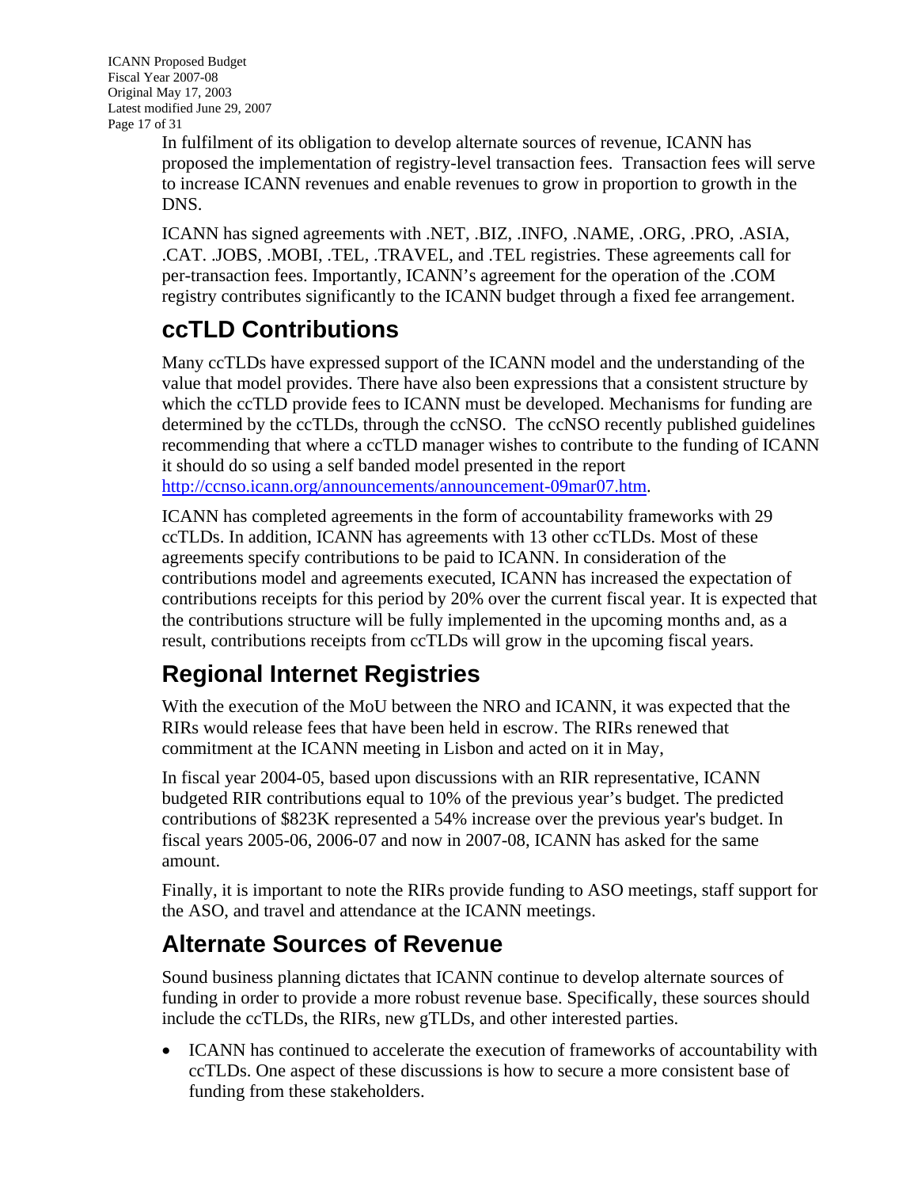In fulfilment of its obligation to develop alternate sources of revenue, ICANN has proposed the implementation of registry-level transaction fees. Transaction fees will serve to increase ICANN revenues and enable revenues to grow in proportion to growth in the DNS.

ICANN has signed agreements with .NET, .BIZ, .INFO, .NAME, .ORG, .PRO, .ASIA, .CAT. .JOBS, .MOBI, .TEL, .TRAVEL, and .TEL registries. These agreements call for per-transaction fees. Importantly, ICANN's agreement for the operation of the .COM registry contributes significantly to the ICANN budget through a fixed fee arrangement.

## ccTLD Contributions

Many ccTLDs have expressed support of the ICANN model and the understanding of the value that model provides. There have also been expressions that a consistent structure by which the ccTLD provide fees to ICANN must be developed. Mechanisms for funding are determined by the ccTLDs, through the ccNSO. The ccNSO recently published guidelines recommending that where a ccTLD manager wishes to contribute to the funding of ICANN it should do so using a self banded model presented in the report http://ccnso.icann.org/announcements/announcement-09mar07.htm.

ICANN has completed agreements in the form of accountability frameworks with 29 ccTLDs. In addition, ICANN has agreements with 13 other ccTLDs. Most of these agreements specify contributions to be paid to ICANN. In consideration of the contributions model and agreements executed, ICANN has increased the expectation of contributions receipts for this period by 20% over the current fiscal year. It is expected that the contributions structure will be fully implemented in the upcoming months and, as a result, contributions receipts from ccTLDs will grow in the upcoming fiscal years.

## Regional Internet Registries

With the execution of the MoU between the NRO and ICANN, it was expected that the RIRs would release fees that have been held in escrow. The RIRs renewed that commitment at the ICANN meeting in Lisbon and acted on it in May,

In fiscal year 2004-05, based upon discussions with an RIR representative, ICANN budgeted RIR contributions equal to 10% of the previous year's budget. The predicted contributions of $823K represented a 54% increase over the previous year's budget. In fiscal years 2005-06, 2006-07 and now in 2007-08, ICANN has asked for the same amount.

Finally, it is important to note the RIRs provide funding to ASO meetings, staff support for the ASO, and travel and attendance at the ICANN meetings.

## Alternate Sources of Revenue

Sound business planning dictates that ICANN continue to develop alternate sources of funding in order to provide a more robust revenue base. Specifically, these sources should include the ccTLDs, the RIRs, new gTLDs, and other interested parties.

- ICANN has continued to accelerate the execution of frameworks of accountability with ccTLDs. One aspect of these discussions is how to secure a more consistent base of funding from these stakeholders.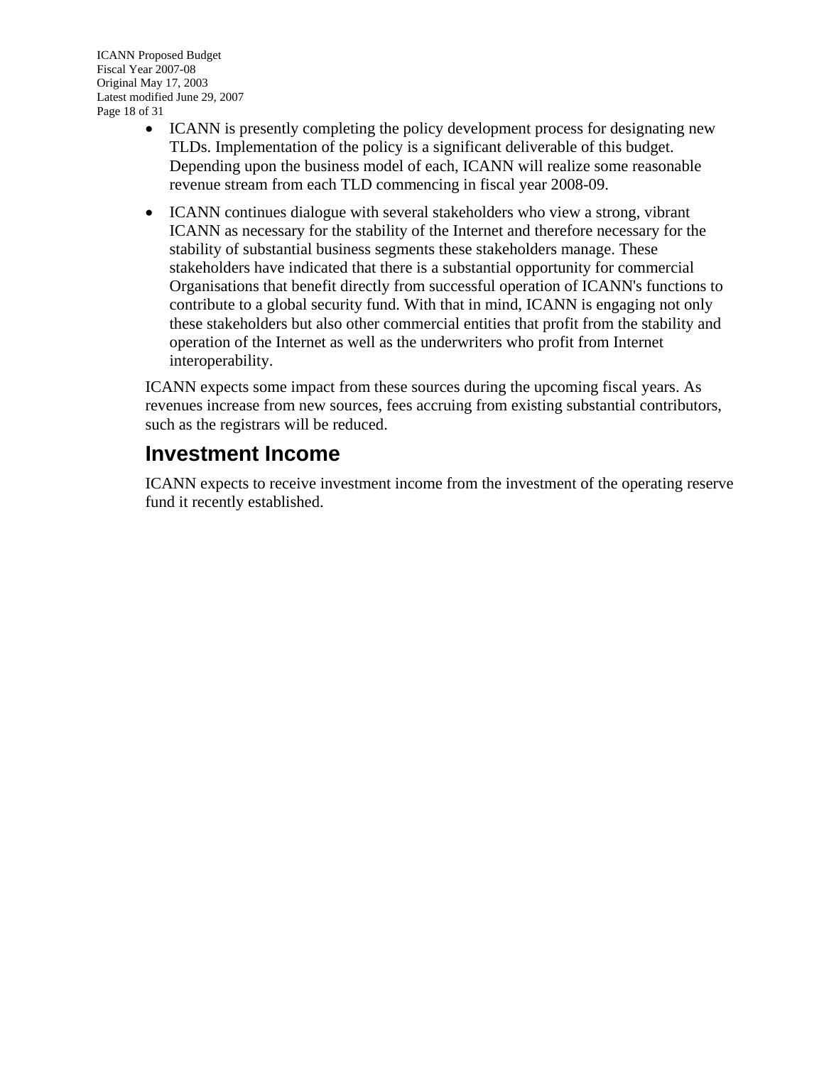- ICANN is presently completing the policy development process for designating new TLDs. Implementation of the policy is a significant deliverable of this budget. Depending upon the business model of each, ICANN will realize some reasonable revenue stream from each TLD commencing in fiscal year 2008-09.
- ICANN continues dialogue with several stakeholders who view a strong, vibrant ICANN as necessary for the stability of the Internet and therefore necessary for the stability of substantial business segments these stakeholders manage. These stakeholders have indicated that there is a substantial opportunity for commercial Organisations that benefit directly from successful operation of ICANN's functions to contribute to a global security fund. With that in mind, ICANN is engaging not only these stakeholders but also other commercial entities that profit from the stability and operation of the Internet as well as the underwriters who profit from Internet interoperability.

ICANN expects some impact from these sources during the upcoming fiscal years. As revenues increase from new sources, fees accruing from existing substantial contributors, such as the registrars will be reduced.

## Investment Income

ICANN expects to receive investment income from the investment of the operating reserve fund it recently established.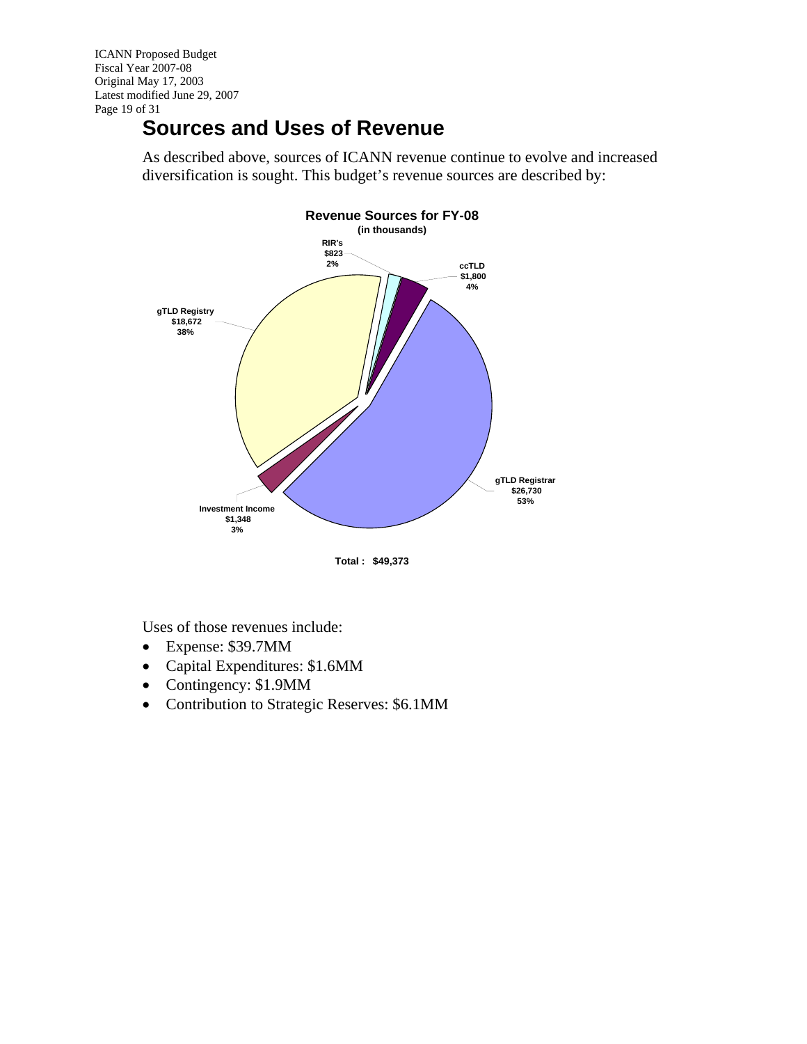## Sources and Uses of Revenue

As described above, sources of ICANN revenue continue to evolve and increased diversification is sought. This budget's revenue sources are described by:

**Revenue Sources for FY-08**
**(in thousands)**

| Source | Amount | Percent |
|---|---|---|
| RIR's | $823 | 2% |
| ccTLD | $1,800 | 4% |
| gTLD Registrar | $26,730 | 53% |
| Investment Income | $1,348 | 3% |
| gTLD Registry | $18,672 | 38% |

**Total : $49,373**

Uses of those revenues include:

- Expense: $39.7MM
- Capital Expenditures: $1.6MM
- Contingency: $1.9MM
- Contribution to Strategic Reserves: $6.1MM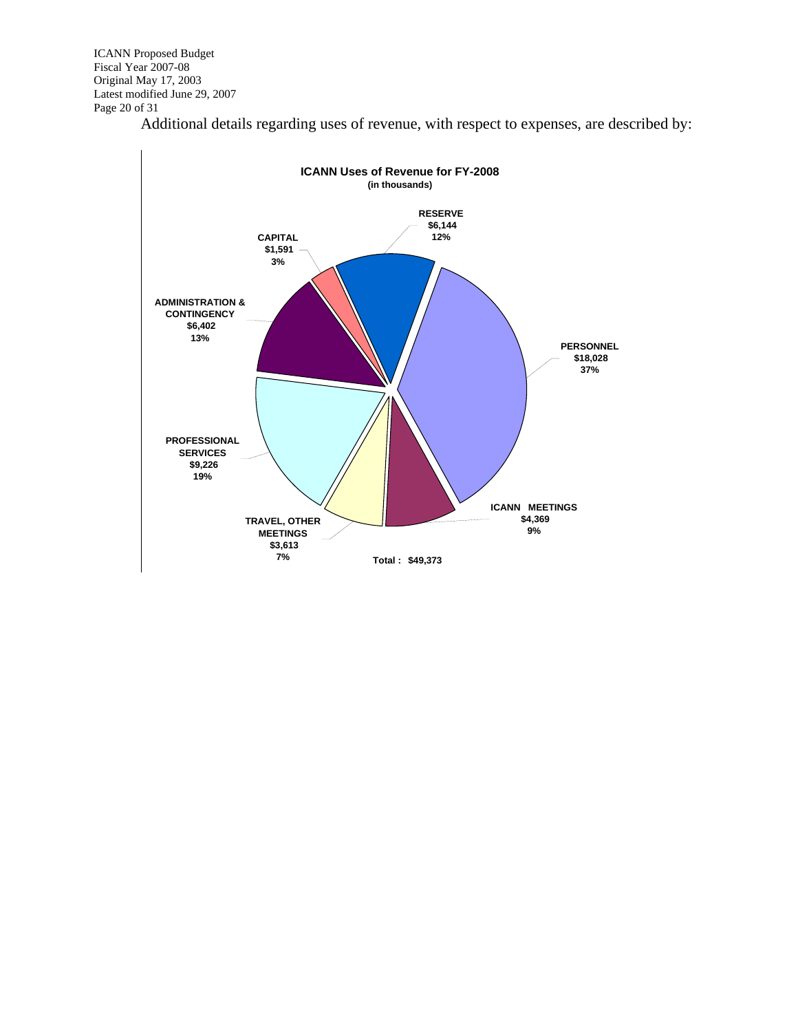Additional details regarding uses of revenue, with respect to expenses, are described by:

**ICANN Uses of Revenue for FY-2008**
**(in thousands)**

| Category | Amount | Percent |
| --- | --- | --- |
| RESERVE | $6,144 | 12% |
| PERSONNEL | $18,028 | 37% |
| ICANN MEETINGS | $4,369 | 9% |
| TRAVEL, OTHER MEETINGS | $3,613 | 7% |
| PROFESSIONAL SERVICES | $9,226 | 19% |
| ADMINISTRATION & CONTINGENCY | $6,402 | 13% |
| CAPITAL | $1,591 | 3% |

**Total : $49,373**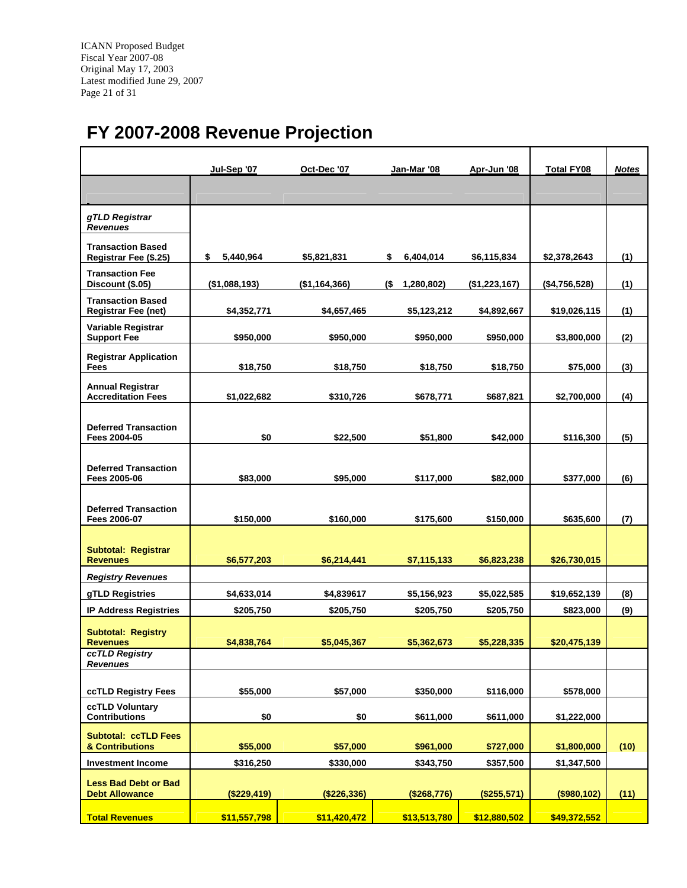ICANN Proposed Budget
Fiscal Year 2007-08
Original May 17, 2003
Latest modified June 29, 2007

# FY 2007-2008 Revenue Projection

| | Jul-Sep '07 | Oct-Dec '07 | Jan-Mar '08 | Apr-Jun '08 | Total FY08 | *Notes* |
|---|---|---|---|---|---|---|
| | | | | | | |
| ***gTLD Registrar Revenues*** | | | | | | |
| **Transaction Based Registrar Fee ($.25)** | **$ 5,440,964** | **$5,821,831** | **$ 6,404,014** | **$6,115,834** | **$2,378,2643** | **(1)** |
| **Transaction Fee Discount ($.05)** | **($1,088,193)** | **($1,164,366)** | **($ 1,280,802)** | **($1,223,167)** | **($4,756,528)** | **(1)** |
| **Transaction Based Registrar Fee (net)** | **$4,352,771** | **$4,657,465** | **$5,123,212** | **$4,892,667** | **$19,026,115** | **(1)** |
| **Variable Registrar Support Fee** | **$950,000** | **$950,000** | **$950,000** | **$950,000** | **$3,800,000** | **(2)** |
| **Registrar Application Fees** | **$18,750** | **$18,750** | **$18,750** | **$18,750** | **$75,000** | **(3)** |
| **Annual Registrar Accreditation Fees** | **$1,022,682** | **$310,726** | **$678,771** | **$687,821** | **$2,700,000** | **(4)** |
| **Deferred Transaction Fees 2004-05** | **$0** | **$22,500** | **$51,800** | **$42,000** | **$116,300** | **(5)** |
| **Deferred Transaction Fees 2005-06** | **$83,000** | **$95,000** | **$117,000** | **$82,000** | **$377,000** | **(6)** |
| **Deferred Transaction Fees 2006-07** | **$150,000** | **$160,000** | **$175,600** | **$150,000** | **$635,600** | **(7)** |
| **Subtotal: Registrar Revenues** | **$6,577,203** | **$6,214,441** | **$7,115,133** | **$6,823,238** | **$26,730,015** | |
| ***Registry Revenues*** | | | | | | |
| **gTLD Registries** | **$4,633,014** | **$4,839617** | **$5,156,923** | **$5,022,585** | **$19,652,139** | **(8)** |
| **IP Address Registries** | **$205,750** | **$205,750** | **$205,750** | **$205,750** | **$823,000** | **(9)** |
| **Subtotal: Registry Revenues** | **$4,838,764** | **$5,045,367** | **$5,362,673** | **$5,228,335** | **$20,475,139** | |
| ***ccTLD Registry Revenues*** | | | | | | |
| **ccTLD Registry Fees** | **$55,000** | **$57,000** | **$350,000** | **$116,000** | **$578,000** | |
| **ccTLD Voluntary Contributions** | **$0** | **$0** | **$611,000** | **$611,000** | **$1,222,000** | |
| **Subtotal: ccTLD Fees & Contributions** | **$55,000** | **$57,000** | **$961,000** | **$727,000** | **$1,800,000** | **(10)** |
| **Investment Income** | **$316,250** | **$330,000** | **$343,750** | **$357,500** | **$1,347,500** | |
| **Less Bad Debt or Bad Debt Allowance** | **($229,419)** | **($226,336)** | **($268,776)** | **($255,571)** | **($980,102)** | **(11)** |
| **Total Revenues** | **$11,557,798** | **$11,420,472** | **$13,513,780** | **$12,880,502** | **$49,372,552** | |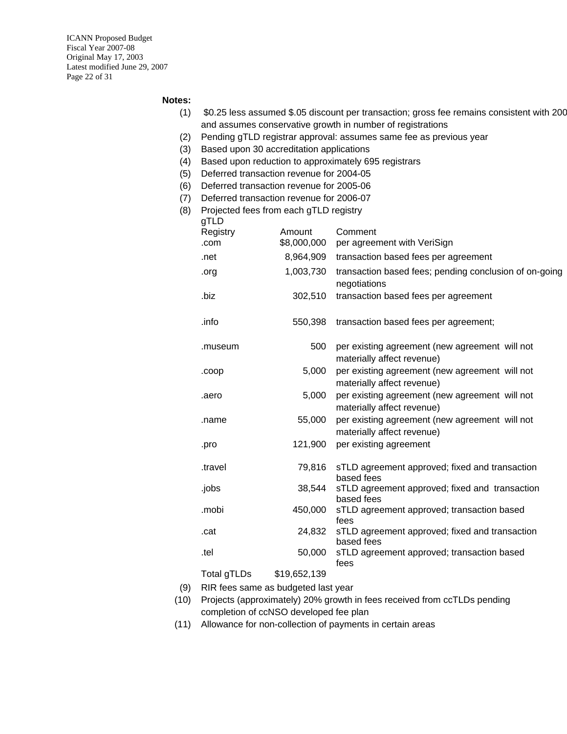**Notes:**

(1) $0.25 less assumed $.05 discount per transaction; gross fee remains consistent with 200 and assumes conservative growth in number of registrations

(2) Pending gTLD registrar approval: assumes same fee as previous year

(3) Based upon 30 accreditation applications

(4) Based upon reduction to approximately 695 registrars

(5) Deferred transaction revenue for 2004-05

(6) Deferred transaction revenue for 2005-06

(7) Deferred transaction revenue for 2006-07

(8) Projected fees from each gTLD registry

| gTLD Registry | Amount | Comment |
|---|---|---|
| .com | $8,000,000 | per agreement with VeriSign |
| .net | 8,964,909 | transaction based fees per agreement |
| .org | 1,003,730 | transaction based fees; pending conclusion of on-going negotiations |
| .biz | 302,510 | transaction based fees per agreement |
| .info | 550,398 | transaction based fees per agreement; |
| .museum | 500 | per existing agreement (new agreement will not materially affect revenue) |
| .coop | 5,000 | per existing agreement (new agreement will not materially affect revenue) |
| .aero | 5,000 | per existing agreement (new agreement will not materially affect revenue) |
| .name | 55,000 | per existing agreement (new agreement will not materially affect revenue) |
| .pro | 121,900 | per existing agreement |
| .travel | 79,816 | sTLD agreement approved; fixed and transaction based fees |
| .jobs | 38,544 | sTLD agreement approved; fixed and transaction based fees |
| .mobi | 450,000 | sTLD agreement approved; transaction based fees |
| .cat | 24,832 | sTLD agreement approved; fixed and transaction based fees |
| .tel | 50,000 | sTLD agreement approved; transaction based fees |
| Total gTLDs | $19,652,139 | |

(9) RIR fees same as budgeted last year

(10) Projects (approximately) 20% growth in fees received from ccTLDs pending completion of ccNSO developed fee plan

(11) Allowance for non-collection of payments in certain areas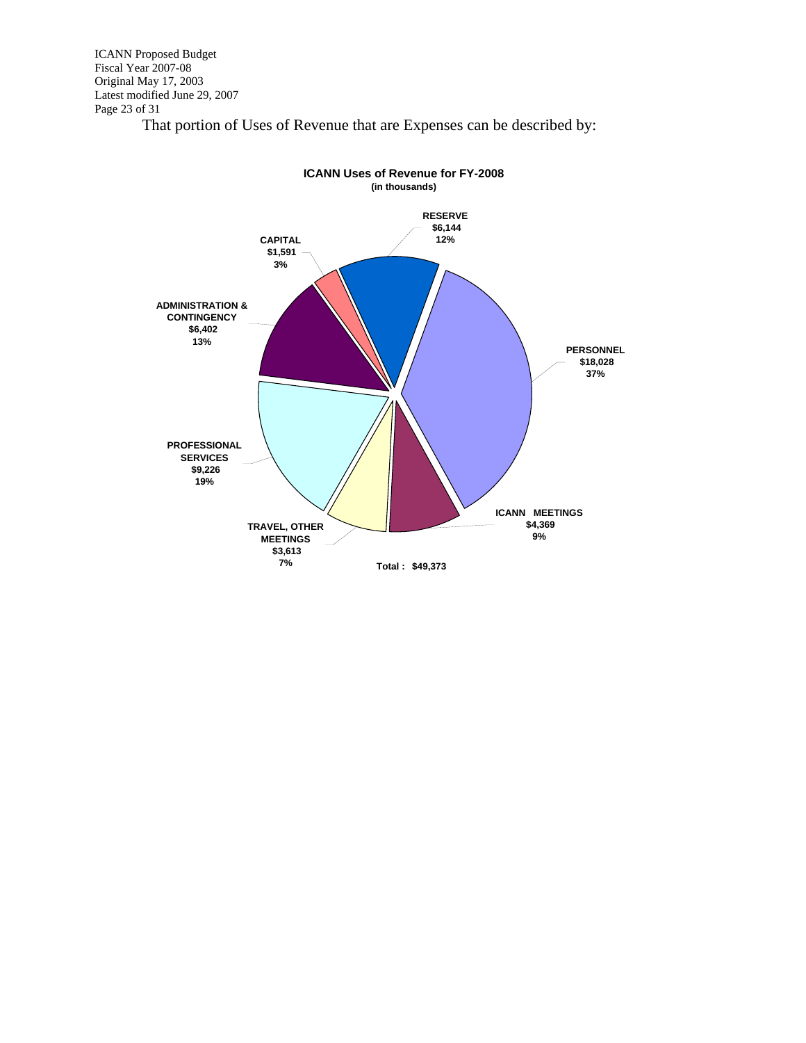That portion of Uses of Revenue that are Expenses can be described by:

**ICANN Uses of Revenue for FY-2008**
**(in thousands)**

| Category | Amount | Percent |
| --- | --- | --- |
| RESERVE | $6,144 | 12% |
| PERSONNEL | $18,028 | 37% |
| ICANN MEETINGS | $4,369 | 9% |
| TRAVEL, OTHER MEETINGS | $3,613 | 7% |
| PROFESSIONAL SERVICES | $9,226 | 19% |
| ADMINISTRATION & CONTINGENCY | $6,402 | 13% |
| CAPITAL | $1,591 | 3% |

Total : $49,373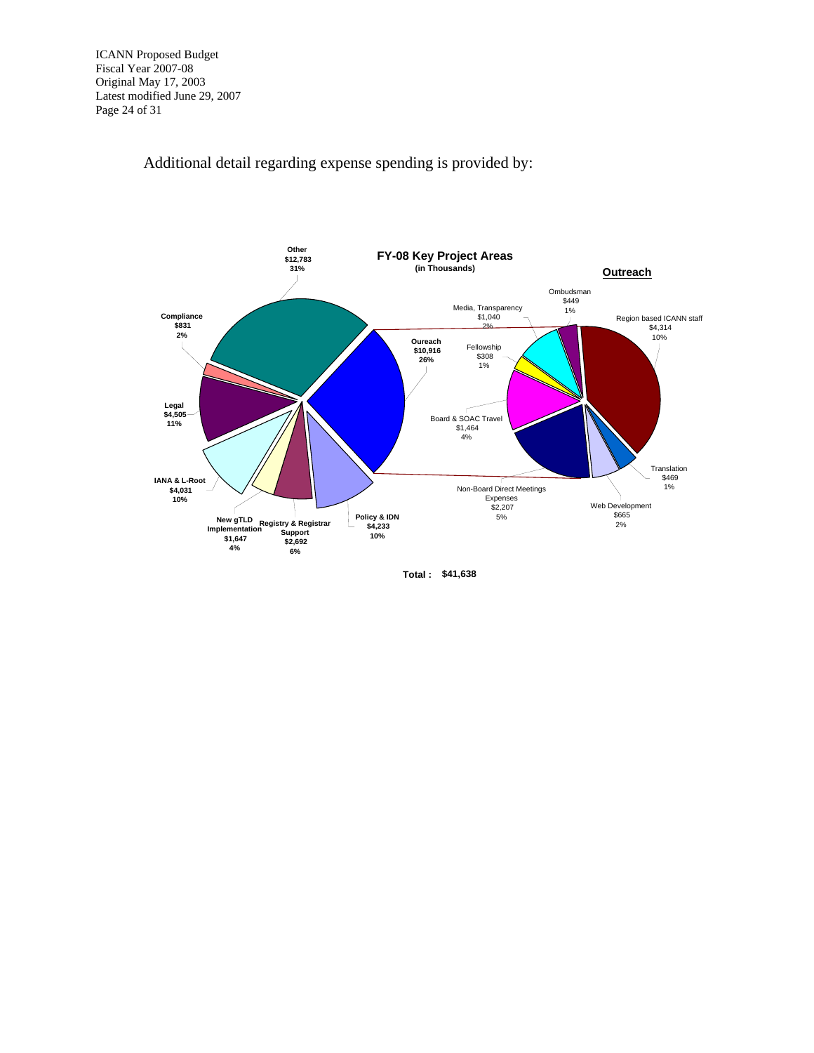Additional detail regarding expense spending is provided by:

**FY-08 Key Project Areas**
**(in Thousands)**

| Area | Amount | % |
|---|---|---|
| Other | $12,783 | 31% |
| Oureach | $10,916 | 26% |
| Policy & IDN | $4,233 | 10% |
| Registry & Registrar Support | $2,692 | 6% |
| New gTLD Implementation | $1,647 | 4% |
| IANA & L-Root | $4,031 | 10% |
| Legal | $4,505 | 11% |
| Compliance | $831 | 2% |

**Outreach**

| Area | Amount | % |
|---|---|---|
| Region based ICANN staff | $4,314 | 10% |
| Translation | $469 | 1% |
| Web Development | $665 | 2% |
| Non-Board Direct Meetings Expenses | $2,207 | 5% |
| Board & SOAC Travel | $1,464 | 4% |
| Fellowship | $308 | 1% |
| Media, Transparency | $1,040 | 2% |
| Ombudsman | $449 | 1% |

**Total : $41,638**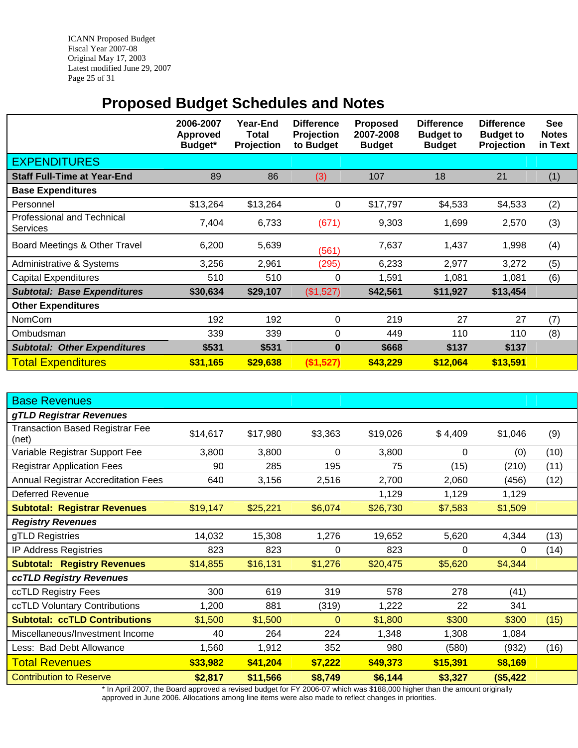## Proposed Budget Schedules and Notes

| | 2006-2007 Approved Budget* | Year-End Total Projection | Difference Projection to Budget | Proposed 2007-2008 Budget | Difference Budget to Budget | Difference Budget to Projection | See Notes in Text |
|---|---|---|---|---|---|---|---|
| EXPENDITURES | | | | | | | |
| **Staff Full-Time at Year-End** | 89 | 86 | (3) | 107 | 18 | 21 | (1) |
| **Base Expenditures** | | | | | | | |
| Personnel | $13,264 | $13,264 | 0 | $17,797 | $4,533 | $4,533 | (2) |
| Professional and Technical Services | 7,404 | 6,733 | (671) | 9,303 | 1,699 | 2,570 | (3) |
| Board Meetings & Other Travel | 6,200 | 5,639 | (561) | 7,637 | 1,437 | 1,998 | (4) |
| Administrative & Systems | 3,256 | 2,961 | (295) | 6,233 | 2,977 | 3,272 | (5) |
| Capital Expenditures | 510 | 510 | 0 | 1,591 | 1,081 | 1,081 | (6) |
| ***Subtotal: Base Expenditures*** | **$30,634** | **$29,107** | **($1,527)** | **$42,561** | **$11,927** | **$13,454** | |
| **Other Expenditures** | | | | | | | |
| NomCom | 192 | 192 | 0 | 219 | 27 | 27 | (7) |
| Ombudsman | 339 | 339 | 0 | 449 | 110 | 110 | (8) |
| ***Subtotal: Other Expenditures*** | **$531** | **$531** | **0** | **$668** | **$137** | **$137** | |
| Total Expenditures | **$31,165** | **$29,638** | **($1,527)** | **$43,229** | **$12,064** | **$13,591** | |

| | 2006-2007 Approved Budget* | Year-End Total Projection | Difference Projection to Budget | Proposed 2007-2008 Budget | Difference Budget to Budget | Difference Budget to Projection | See Notes in Text |
|---|---|---|---|---|---|---|---|
| Base Revenues | | | | | | | |
| ***gTLD Registrar Revenues*** | | | | | | | |
| Transaction Based Registrar Fee (net) | $14,617 | $17,980 | $3,363 | $19,026 | $ 4,409 | $1,046 | (9) |
| Variable Registrar Support Fee | 3,800 | 3,800 | 0 | 3,800 | 0 | (0) | (10) |
| Registrar Application Fees | 90 | 285 | 195 | 75 | (15) | (210) | (11) |
| Annual Registrar Accreditation Fees | 640 | 3,156 | 2,516 | 2,700 | 2,060 | (456) | (12) |
| Deferred Revenue | | | | 1,129 | 1,129 | 1,129 | |
| **Subtotal: Registrar Revenues** | $19,147 | $25,221 | $6,074 | $26,730 | $7,583 | $1,509 | |
| ***Registry Revenues*** | | | | | | | |
| gTLD Registries | 14,032 | 15,308 | 1,276 | 19,652 | 5,620 | 4,344 | (13) |
| IP Address Registries | 823 | 823 | 0 | 823 | 0 | 0 | (14) |
| **Subtotal: Registry Revenues** | $14,855 | $16,131 | $1,276 | $20,475 | $5,620 | $4,344 | |
| ***ccTLD Registry Revenues*** | | | | | | | |
| ccTLD Registry Fees | 300 | 619 | 319 | 578 | 278 | (41) | |
| ccTLD Voluntary Contributions | 1,200 | 881 | (319) | 1,222 | 22 | 341 | |
| **Subtotal: ccTLD Contributions** | $1,500 | $1,500 | 0 | $1,800 | $300 | $300 | (15) |
| Miscellaneous/Investment Income | 40 | 264 | 224 | 1,348 | 1,308 | 1,084 | |
| Less: Bad Debt Allowance | 1,560 | 1,912 | 352 | 980 | (580) | (932) | (16) |
| Total Revenues | **$33,982** | **$41,204** | **$7,222** | **$49,373** | **$15,391** | **$8,169** | |
| Contribution to Reserve | **$2,817** | **$11,566** | **$8,749** | **$6,144** | **$3,327** | **($5,422** | |

* In April 2007, the Board approved a revised budget for FY 2006-07 which was $188,000 higher than the amount originally approved in June 2006. Allocations among line items were also made to reflect changes in priorities.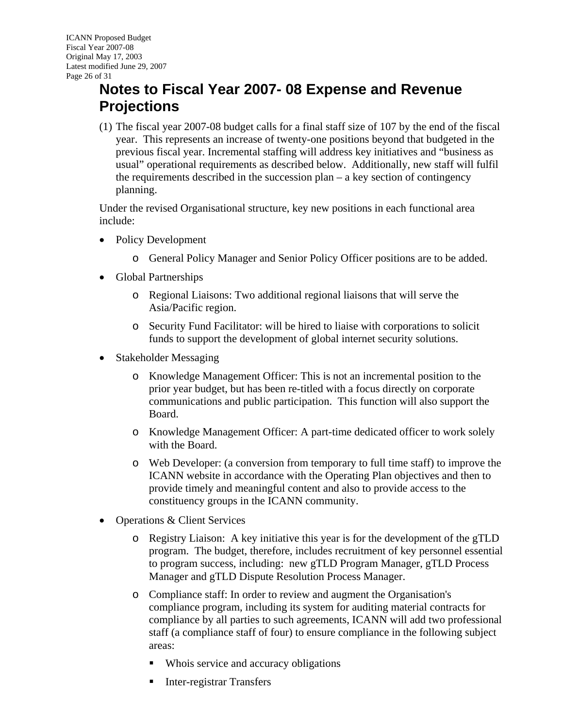# Notes to Fiscal Year 2007- 08 Expense and Revenue Projections

(1) The fiscal year 2007-08 budget calls for a final staff size of 107 by the end of the fiscal year. This represents an increase of twenty-one positions beyond that budgeted in the previous fiscal year. Incremental staffing will address key initiatives and "business as usual" operational requirements as described below. Additionally, new staff will fulfil the requirements described in the succession plan – a key section of contingency planning.

Under the revised Organisational structure, key new positions in each functional area include:

- Policy Development
  - General Policy Manager and Senior Policy Officer positions are to be added.
- Global Partnerships
  - Regional Liaisons: Two additional regional liaisons that will serve the Asia/Pacific region.
  - Security Fund Facilitator: will be hired to liaise with corporations to solicit funds to support the development of global internet security solutions.
- Stakeholder Messaging
  - Knowledge Management Officer: This is not an incremental position to the prior year budget, but has been re-titled with a focus directly on corporate communications and public participation. This function will also support the Board.
  - Knowledge Management Officer: A part-time dedicated officer to work solely with the Board.
  - Web Developer: (a conversion from temporary to full time staff) to improve the ICANN website in accordance with the Operating Plan objectives and then to provide timely and meaningful content and also to provide access to the constituency groups in the ICANN community.
- Operations & Client Services
  - Registry Liaison: A key initiative this year is for the development of the gTLD program. The budget, therefore, includes recruitment of key personnel essential to program success, including: new gTLD Program Manager, gTLD Process Manager and gTLD Dispute Resolution Process Manager.
  - Compliance staff: In order to review and augment the Organisation's compliance program, including its system for auditing material contracts for compliance by all parties to such agreements, ICANN will add two professional staff (a compliance staff of four) to ensure compliance in the following subject areas:
    - Whois service and accuracy obligations
    - Inter-registrar Transfers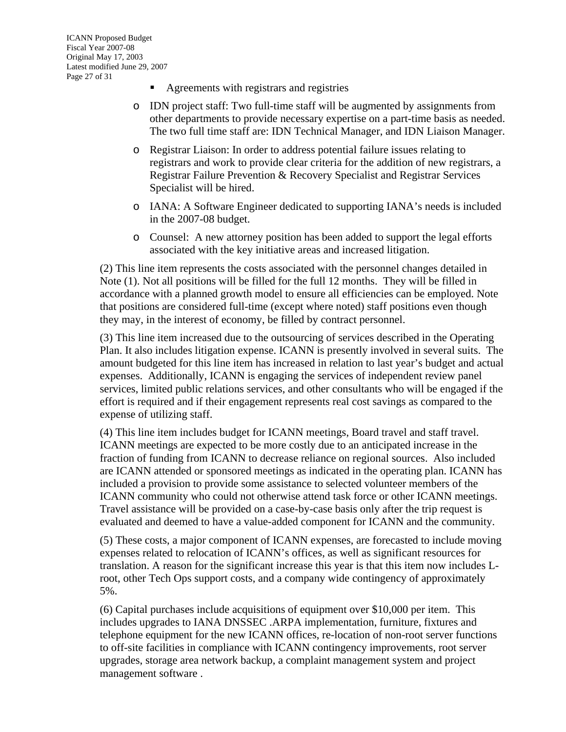- Agreements with registrars and registries
  - IDN project staff: Two full-time staff will be augmented by assignments from other departments to provide necessary expertise on a part-time basis as needed. The two full time staff are: IDN Technical Manager, and IDN Liaison Manager.
  - Registrar Liaison: In order to address potential failure issues relating to registrars and work to provide clear criteria for the addition of new registrars, a Registrar Failure Prevention & Recovery Specialist and Registrar Services Specialist will be hired.
  - IANA: A Software Engineer dedicated to supporting IANA's needs is included in the 2007-08 budget.
  - Counsel: A new attorney position has been added to support the legal efforts associated with the key initiative areas and increased litigation.

(2) This line item represents the costs associated with the personnel changes detailed in Note (1). Not all positions will be filled for the full 12 months. They will be filled in accordance with a planned growth model to ensure all efficiencies can be employed. Note that positions are considered full-time (except where noted) staff positions even though they may, in the interest of economy, be filled by contract personnel.

(3) This line item increased due to the outsourcing of services described in the Operating Plan. It also includes litigation expense. ICANN is presently involved in several suits. The amount budgeted for this line item has increased in relation to last year's budget and actual expenses. Additionally, ICANN is engaging the services of independent review panel services, limited public relations services, and other consultants who will be engaged if the effort is required and if their engagement represents real cost savings as compared to the expense of utilizing staff.

(4) This line item includes budget for ICANN meetings, Board travel and staff travel. ICANN meetings are expected to be more costly due to an anticipated increase in the fraction of funding from ICANN to decrease reliance on regional sources. Also included are ICANN attended or sponsored meetings as indicated in the operating plan. ICANN has included a provision to provide some assistance to selected volunteer members of the ICANN community who could not otherwise attend task force or other ICANN meetings. Travel assistance will be provided on a case-by-case basis only after the trip request is evaluated and deemed to have a value-added component for ICANN and the community.

(5) These costs, a major component of ICANN expenses, are forecasted to include moving expenses related to relocation of ICANN's offices, as well as significant resources for translation. A reason for the significant increase this year is that this item now includes L-root, other Tech Ops support costs, and a company wide contingency of approximately 5%.

(6) Capital purchases include acquisitions of equipment over $10,000 per item. This includes upgrades to IANA DNSSEC .ARPA implementation, furniture, fixtures and telephone equipment for the new ICANN offices, re-location of non-root server functions to off-site facilities in compliance with ICANN contingency improvements, root server upgrades, storage area network backup, a complaint management system and project management software .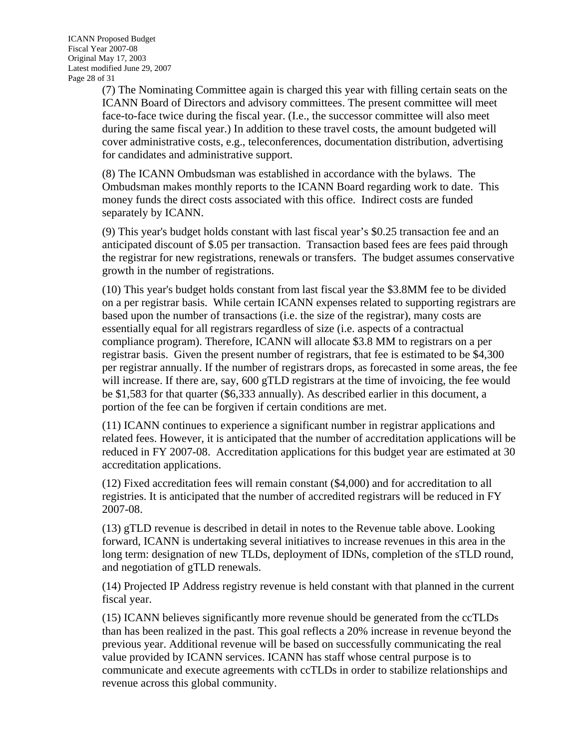(7) The Nominating Committee again is charged this year with filling certain seats on the ICANN Board of Directors and advisory committees. The present committee will meet face-to-face twice during the fiscal year. (I.e., the successor committee will also meet during the same fiscal year.) In addition to these travel costs, the amount budgeted will cover administrative costs, e.g., teleconferences, documentation distribution, advertising for candidates and administrative support.

(8) The ICANN Ombudsman was established in accordance with the bylaws. The Ombudsman makes monthly reports to the ICANN Board regarding work to date. This money funds the direct costs associated with this office. Indirect costs are funded separately by ICANN.

(9) This year's budget holds constant with last fiscal year's $0.25 transaction fee and an anticipated discount of $.05 per transaction. Transaction based fees are fees paid through the registrar for new registrations, renewals or transfers. The budget assumes conservative growth in the number of registrations.

(10) This year's budget holds constant from last fiscal year the $3.8MM fee to be divided on a per registrar basis. While certain ICANN expenses related to supporting registrars are based upon the number of transactions (i.e. the size of the registrar), many costs are essentially equal for all registrars regardless of size (i.e. aspects of a contractual compliance program). Therefore, ICANN will allocate $3.8 MM to registrars on a per registrar basis. Given the present number of registrars, that fee is estimated to be $4,300 per registrar annually. If the number of registrars drops, as forecasted in some areas, the fee will increase. If there are, say, 600 gTLD registrars at the time of invoicing, the fee would be $1,583 for that quarter ($6,333 annually). As described earlier in this document, a portion of the fee can be forgiven if certain conditions are met.

(11) ICANN continues to experience a significant number in registrar applications and related fees. However, it is anticipated that the number of accreditation applications will be reduced in FY 2007-08. Accreditation applications for this budget year are estimated at 30 accreditation applications.

(12) Fixed accreditation fees will remain constant ($4,000) and for accreditation to all registries. It is anticipated that the number of accredited registrars will be reduced in FY 2007-08.

(13) gTLD revenue is described in detail in notes to the Revenue table above. Looking forward, ICANN is undertaking several initiatives to increase revenues in this area in the long term: designation of new TLDs, deployment of IDNs, completion of the sTLD round, and negotiation of gTLD renewals.

(14) Projected IP Address registry revenue is held constant with that planned in the current fiscal year.

(15) ICANN believes significantly more revenue should be generated from the ccTLDs than has been realized in the past. This goal reflects a 20% increase in revenue beyond the previous year. Additional revenue will be based on successfully communicating the real value provided by ICANN services. ICANN has staff whose central purpose is to communicate and execute agreements with ccTLDs in order to stabilize relationships and revenue across this global community.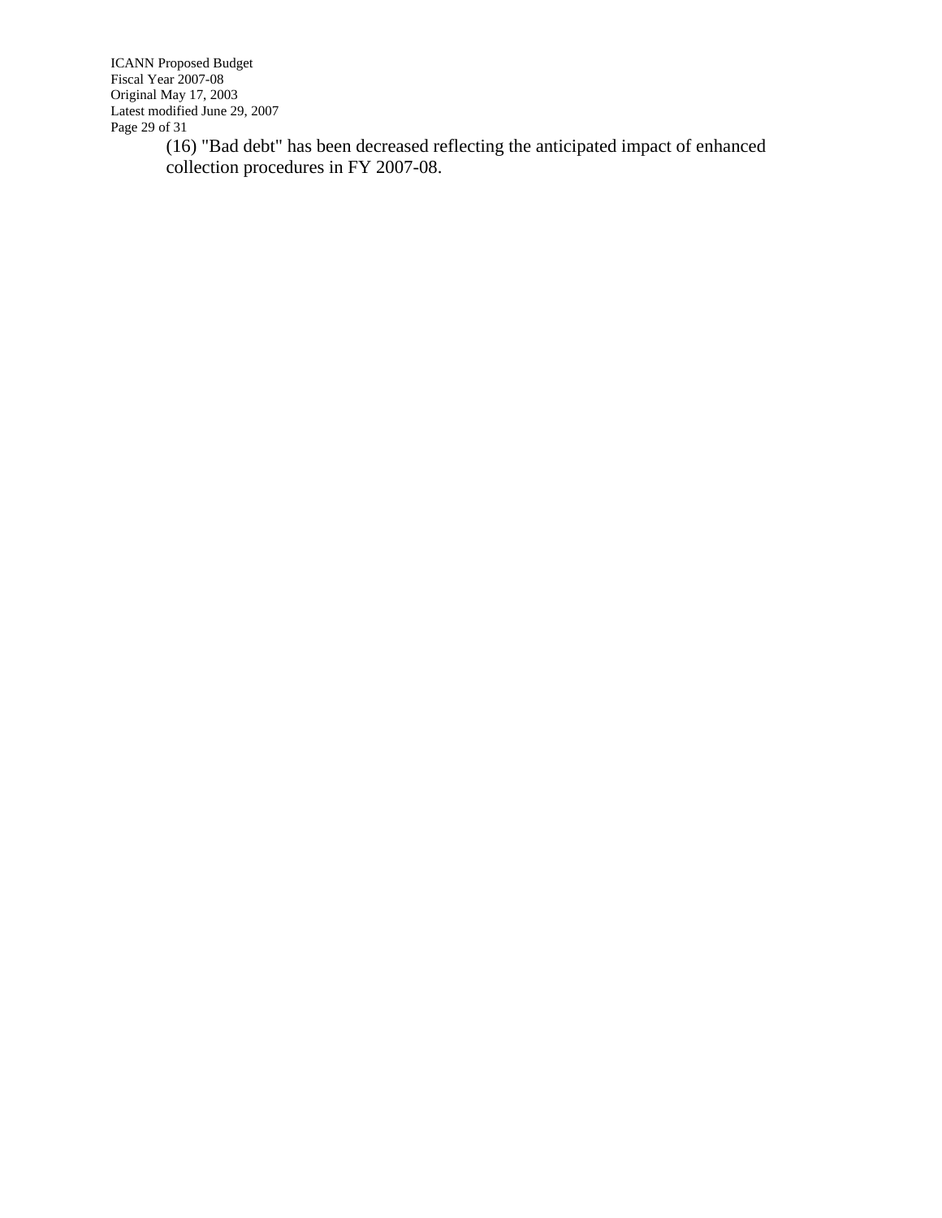(16) "Bad debt" has been decreased reflecting the anticipated impact of enhanced collection procedures in FY 2007-08.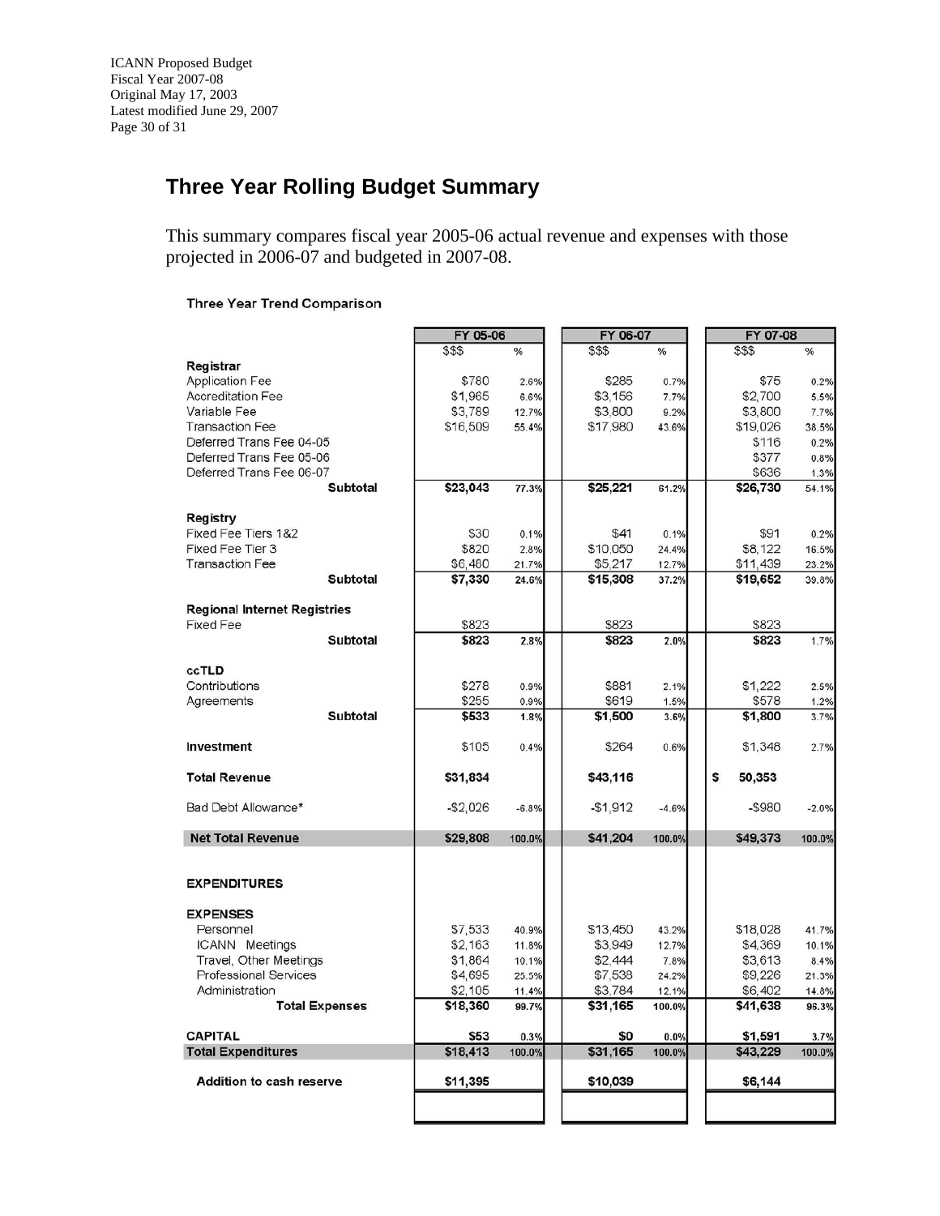## Three Year Rolling Budget Summary

This summary compares fiscal year 2005-06 actual revenue and expenses with those projected in 2006-07 and budgeted in 2007-08.

**Three Year Trend Comparison**

| | FY 05-06 | | FY 06-07 | | FY 07-08 | |
|---|---|---|---|---|---|---|
| | $$$ | % | $$$ | % | $$$ | % |
| **Registrar** | | | | | | |
| Application Fee | $780 | 2.6% | $285 | 0.7% | $75 | 0.2% |
| Accreditation Fee | $1,965 | 6.6% | $3,156 | 7.7% | $2,700 | 5.5% |
| Variable Fee | $3,789 | 12.7% | $3,800 | 9.2% | $3,800 | 7.7% |
| Transaction Fee | $16,509 | 55.4% | $17,980 | 43.6% | $19,026 | 38.5% |
| Deferred Trans Fee 04-05 | | | | | $116 | 0.2% |
| Deferred Trans Fee 05-06 | | | | | $377 | 0.8% |
| Deferred Trans Fee 06-07 | | | | | $636 | 1.3% |
| **Subtotal** | **$23,043** | 77.3% | **$25,221** | 61.2% | **$26,730** | 54.1% |
| **Registry** | | | | | | |
| Fixed Fee Tiers 1&2 | $30 | 0.1% | $41 | 0.1% | $91 | 0.2% |
| Fixed Fee Tier 3 | $820 | 2.8% | $10,050 | 24.4% | $8,122 | 16.5% |
| Transaction Fee | $6,480 | 21.7% | $5,217 | 12.7% | $11,439 | 23.2% |
| **Subtotal** | **$7,330** | 24.6% | **$15,308** | 37.2% | **$19,652** | 39.8% |
| **Regional Internet Registries** | | | | | | |
| Fixed Fee | $823 | | $823 | | $823 | |
| **Subtotal** | **$823** | 2.8% | **$823** | 2.0% | **$823** | 1.7% |
| **ccTLD** | | | | | | |
| Contributions | $278 | 0.9% | $881 | 2.1% | $1,222 | 2.5% |
| Agreements | $255 | 0.9% | $619 | 1.5% | $578 | 1.2% |
| **Subtotal** | **$533** | 1.8% | **$1,500** | 3.6% | **$1,800** | 3.7% |
| **Investment** | $105 | 0.4% | $264 | 0.6% | $1,348 | 2.7% |
| **Total Revenue** | **$31,834** | | **$43,116** | | **$ 50,353** | |
| Bad Debt Allowance* | -$2,026 | -6.8% | -$1,912 | -4.6% | -$980 | -2.0% |
| **Net Total Revenue** | **$29,808** | 100.0% | **$41,204** | 100.0% | **$49,373** | 100.0% |
| **EXPENDITURES** | | | | | | |
| **EXPENSES** | | | | | | |
| Personnel | $7,533 | 40.9% | $13,450 | 43.2% | $18,028 | 41.7% |
| ICANN Meetings | $2,163 | 11.8% | $3,949 | 12.7% | $4,369 | 10.1% |
| Travel, Other Meetings | $1,864 | 10.1% | $2,444 | 7.8% | $3,613 | 8.4% |
| Professional Services | $4,695 | 25.5% | $7,538 | 24.2% | $9,226 | 21.3% |
| Administration | $2,105 | 11.4% | $3,784 | 12.1% | $6,402 | 14.8% |
| **Total Expenses** | **$18,360** | 99.7% | **$31,165** | 100.0% | **$41,638** | 96.3% |
| **CAPITAL** | **$53** | 0.3% | **$0** | 0.0% | **$1,591** | 3.7% |
| **Total Expenditures** | **$18,413** | 100.0% | **$31,165** | 100.0% | **$43,229** | 100.0% |
| **Addition to cash reserve** | **$11,395** | | **$10,039** | | **$6,144** | |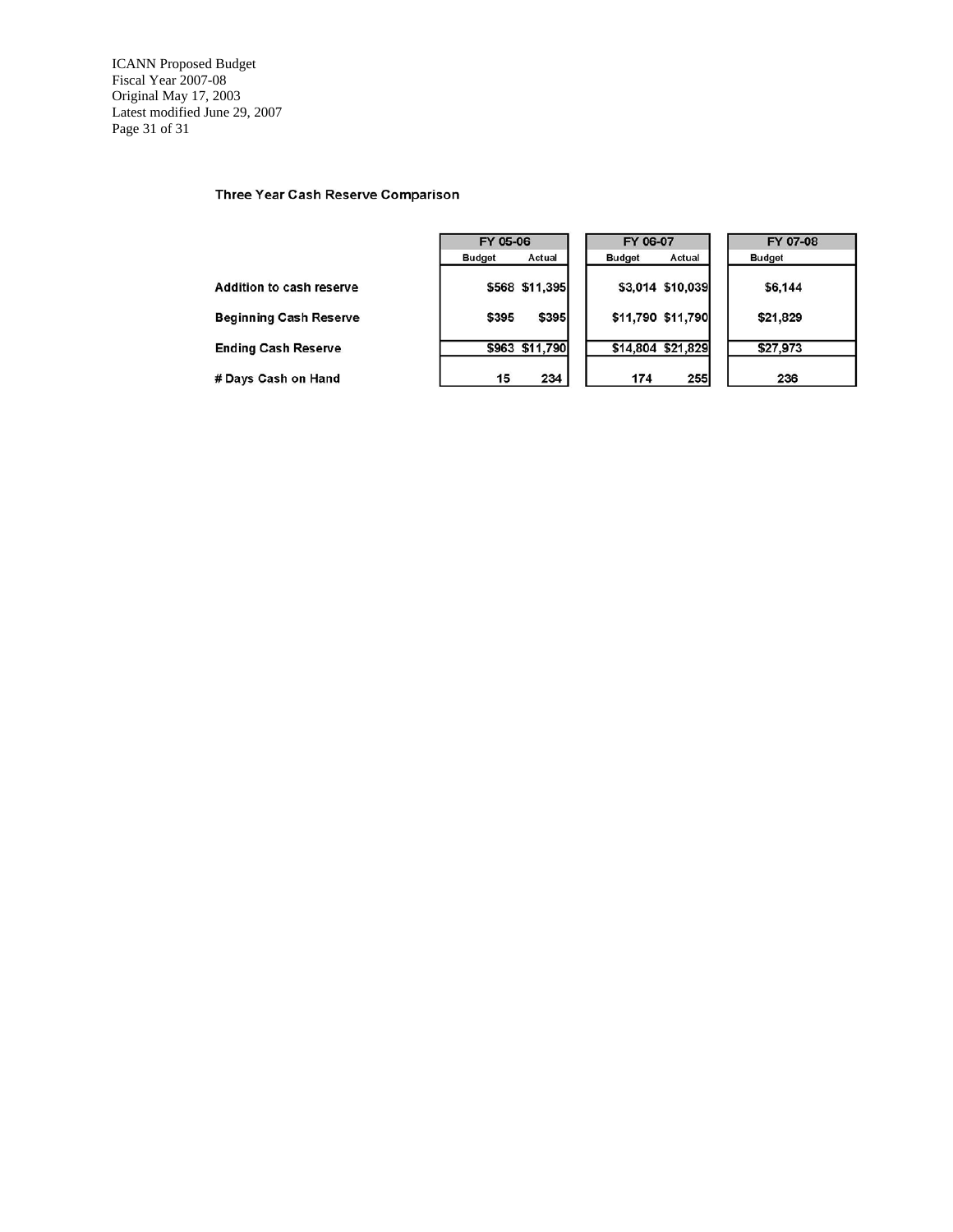### Three Year Cash Reserve Comparison

| | FY 05-06 | | FY 06-07 | | FY 07-08 |
|---|---|---|---|---|---|
| | Budget | Actual | Budget | Actual | Budget |
| Addition to cash reserve | $568 | $11,395 | $3,014 | $10,039 | $6,144 |
| Beginning Cash Reserve | $395 | $395 | $11,790 | $11,790 | $21,829 |
| Ending Cash Reserve | $963 | $11,790 | $14,804 | $21,829 | $27,973 |
| # Days Cash on Hand | 15 | 234 | 174 | 255 | 236 |